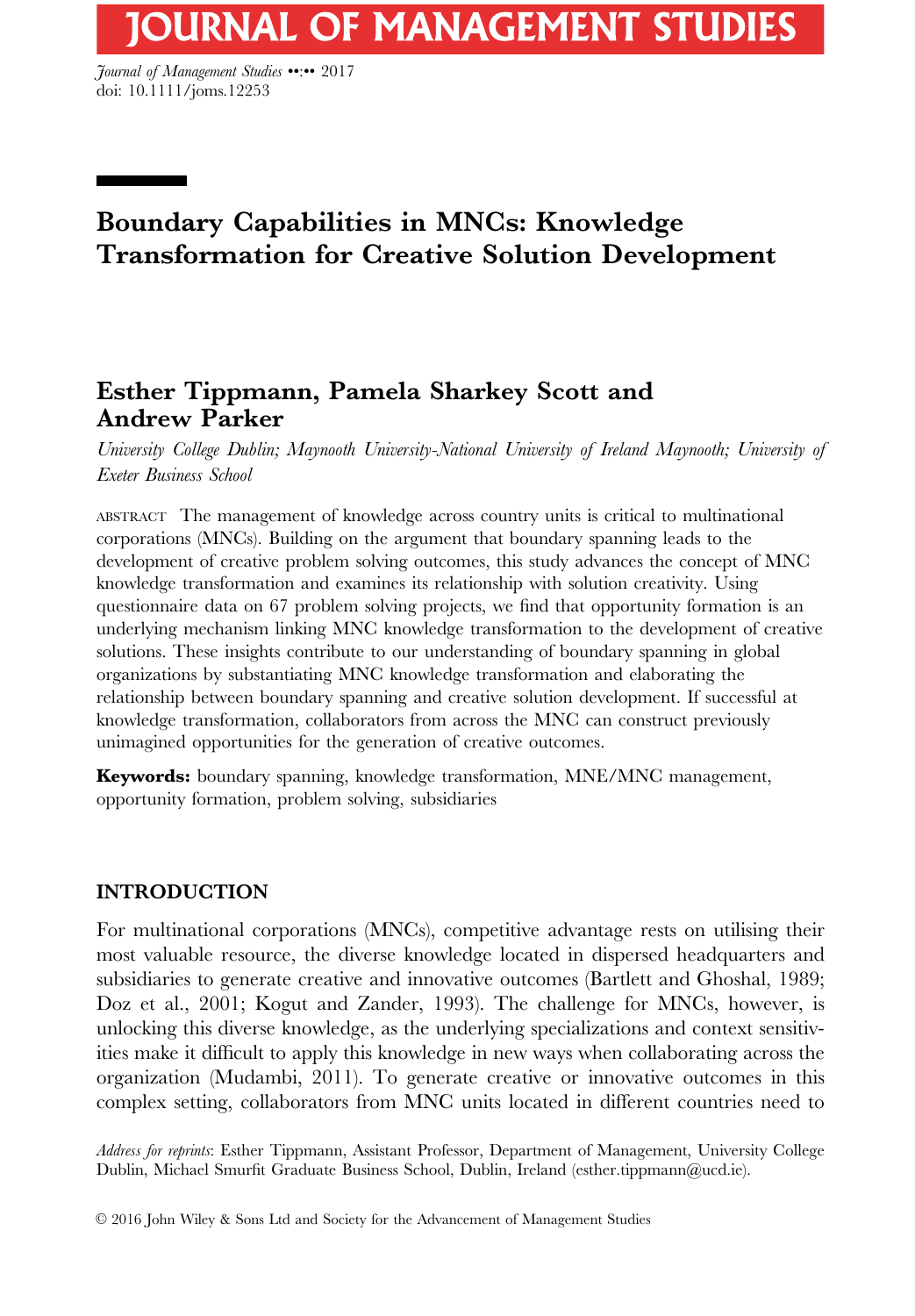# Boundary Capabilities in MNCs: Knowledge Transformation for Creative Solution Development

## Esther Tippmann, Pamela Sharkey Scott and Andrew Parker

*University College Dublin; Maynooth University-National University of Ireland Maynooth; University of Exeter Business School*

ABSTRACT The management of knowledge across country units is critical to multinational corporations (MNCs). Building on the argument that boundary spanning leads to the development of creative problem solving outcomes, this study advances the concept of MNC knowledge transformation and examines its relationship with solution creativity. Using questionnaire data on 67 problem solving projects, we find that opportunity formation is an underlying mechanism linking MNC knowledge transformation to the development of creative solutions. These insights contribute to our understanding of boundary spanning in global organizations by substantiating MNC knowledge transformation and elaborating the relationship between boundary spanning and creative solution development. If successful at knowledge transformation, collaborators from across the MNC can construct previously unimagined opportunities for the generation of creative outcomes.

**Keywords:** boundary spanning, knowledge transformation, MNE/MNC management, opportunity formation, problem solving, subsidiaries

## INTRODUCTION

For multinational corporations (MNCs), competitive advantage rests on utilising their most valuable resource, the diverse knowledge located in dispersed headquarters and subsidiaries to generate creative and innovative outcomes (Bartlett and Ghoshal, 1989; Doz et al., 2001; Kogut and Zander, 1993). The challenge for MNCs, however, is unlocking this diverse knowledge, as the underlying specializations and context sensitivities make it difficult to apply this knowledge in new ways when collaborating across the organization (Mudambi, 2011). To generate creative or innovative outcomes in this complex setting, collaborators from MNC units located in different countries need to

*Address for reprints*: Esther Tippmann, Assistant Professor, Department of Management, University College Dublin, Michael Smurfit Graduate Business School, Dublin, Ireland (esther.tippmann@ucd.ie).

© 2016 John Wiley & Sons Ltd and Society for the Advancement of Management Studies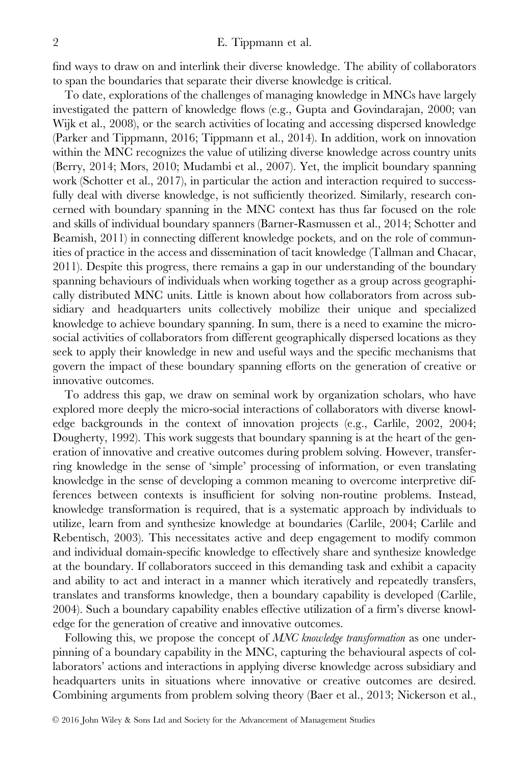find ways to draw on and interlink their diverse knowledge. The ability of collaborators to span the boundaries that separate their diverse knowledge is critical.

To date, explorations of the challenges of managing knowledge in MNCs have largely investigated the pattern of knowledge flows (e.g., Gupta and Govindarajan, 2000; van Wijk et al., 2008), or the search activities of locating and accessing dispersed knowledge (Parker and Tippmann, 2016; Tippmann et al., 2014). In addition, work on innovation within the MNC recognizes the value of utilizing diverse knowledge across country units (Berry, 2014; Mors, 2010; Mudambi et al., 2007). Yet, the implicit boundary spanning work (Schotter et al., 2017), in particular the action and interaction required to successfully deal with diverse knowledge, is not sufficiently theorized. Similarly, research concerned with boundary spanning in the MNC context has thus far focused on the role and skills of individual boundary spanners (Barner-Rasmussen et al., 2014; Schotter and Beamish, 2011) in connecting different knowledge pockets, and on the role of communities of practice in the access and dissemination of tacit knowledge (Tallman and Chacar, 2011). Despite this progress, there remains a gap in our understanding of the boundary spanning behaviours of individuals when working together as a group across geographically distributed MNC units. Little is known about how collaborators from across subsidiary and headquarters units collectively mobilize their unique and specialized knowledge to achieve boundary spanning. In sum, there is a need to examine the micro-social activities of collaborators from different geographically dispersed locations as they seek to apply their knowledge in new and useful ways and the specific mechanisms that govern the impact of these boundary spanning efforts on the generation of creative or innovative outcomes.

To address this gap, we draw on seminal work by organization scholars, who have explored more deeply the micro-social interactions of collaborators with diverse knowledge backgrounds in the context of innovation projects (e.g., Carlile, 2002, 2004; Dougherty, 1992). This work suggests that boundary spanning is at the heart of the generation of innovative and creative outcomes during problem solving. However, transferring knowledge in the sense of 'simple' processing of information, or even translating knowledge in the sense of developing a common meaning to overcome interpretive differences between contexts is insufficient for solving non-routine problems. Instead, knowledge transformation is required, that is a systematic approach by individuals to utilize, learn from and synthesize knowledge at boundaries (Carlile, 2004; Carlile and Rebentisch, 2003). This necessitates active and deep engagement to modify common and individual domain-specific knowledge to effectively share and synthesize knowledge at the boundary. If collaborators succeed in this demanding task and exhibit a capacity and ability to act and interact in a manner which iteratively and repeatedly transfers, translates and transforms knowledge, then a boundary capability is developed (Carlile, 2004). Such a boundary capability enables effective utilization of a firm's diverse knowledge for the generation of creative and innovative outcomes.

Following this, we propose the concept of *MNC knowledge transformation* as one underpinning of a boundary capability in the MNC, capturing the behavioural aspects of collaborators' actions and interactions in applying diverse knowledge across subsidiary and headquarters units in situations where innovative or creative outcomes are desired. Combining arguments from problem solving theory (Baer et al., 2013; Nickerson et al.,

© 2016 John Wiley & Sons Ltd and Society for the Advancement of Management Studies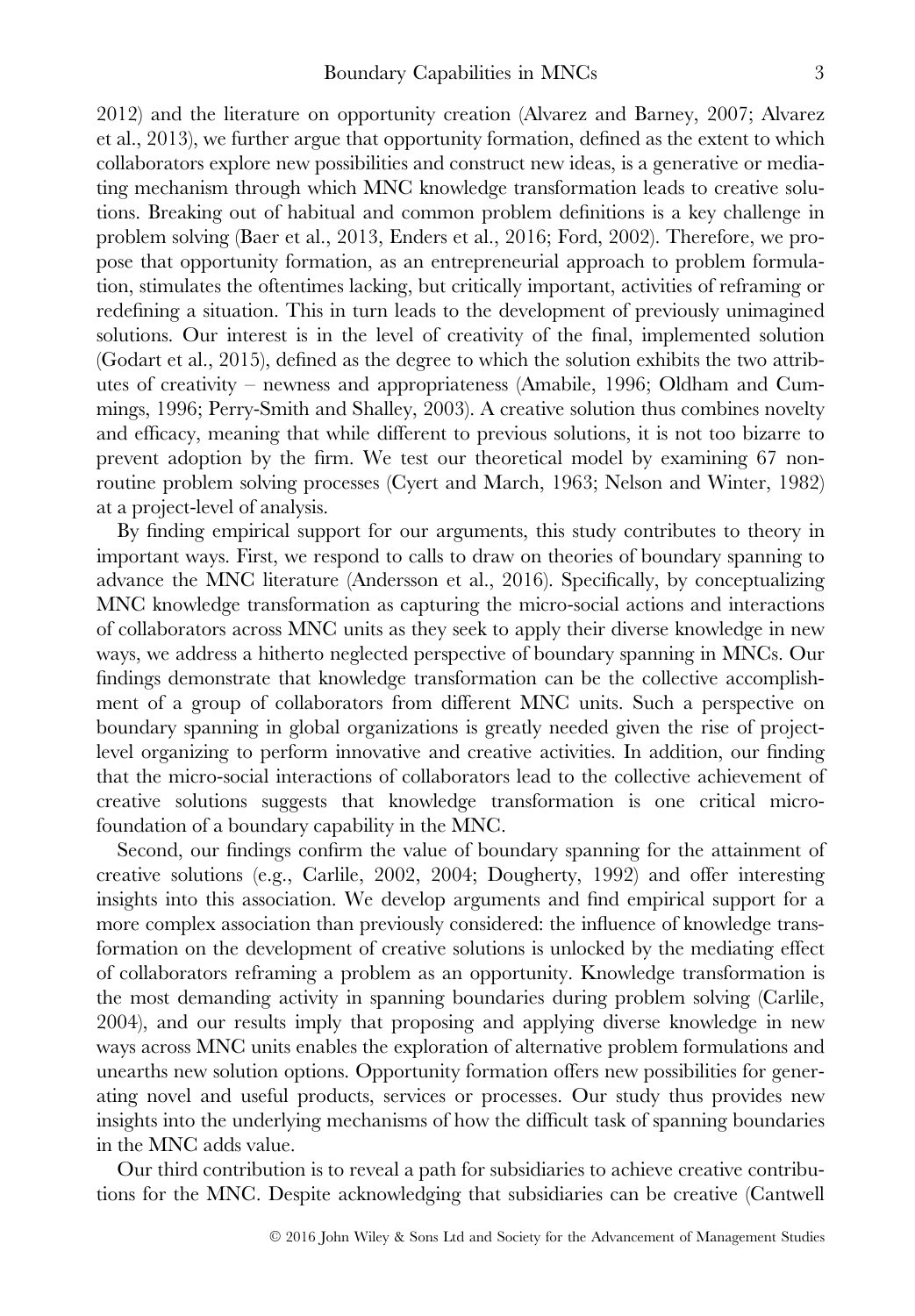2012) and the literature on opportunity creation (Alvarez and Barney, 2007; Alvarez et al., 2013), we further argue that opportunity formation, defined as the extent to which collaborators explore new possibilities and construct new ideas, is a generative or mediating mechanism through which MNC knowledge transformation leads to creative solutions. Breaking out of habitual and common problem definitions is a key challenge in problem solving (Baer et al., 2013, Enders et al., 2016; Ford, 2002). Therefore, we propose that opportunity formation, as an entrepreneurial approach to problem formulation, stimulates the oftentimes lacking, but critically important, activities of reframing or redefining a situation. This in turn leads to the development of previously unimagined solutions. Our interest is in the level of creativity of the final, implemented solution (Godart et al., 2015), defined as the degree to which the solution exhibits the two attributes of creativity – newness and appropriateness (Amabile, 1996; Oldham and Cummings, 1996; Perry-Smith and Shalley, 2003). A creative solution thus combines novelty and efficacy, meaning that while different to previous solutions, it is not too bizarre to prevent adoption by the firm. We test our theoretical model by examining 67 non-routine problem solving processes (Cyert and March, 1963; Nelson and Winter, 1982) at a project-level of analysis.

By finding empirical support for our arguments, this study contributes to theory in important ways. First, we respond to calls to draw on theories of boundary spanning to advance the MNC literature (Andersson et al., 2016). Specifically, by conceptualizing MNC knowledge transformation as capturing the micro-social actions and interactions of collaborators across MNC units as they seek to apply their diverse knowledge in new ways, we address a hitherto neglected perspective of boundary spanning in MNCs. Our findings demonstrate that knowledge transformation can be the collective accomplishment of a group of collaborators from different MNC units. Such a perspective on boundary spanning in global organizations is greatly needed given the rise of project-level organizing to perform innovative and creative activities. In addition, our finding that the micro-social interactions of collaborators lead to the collective achievement of creative solutions suggests that knowledge transformation is one critical micro-foundation of a boundary capability in the MNC.

Second, our findings confirm the value of boundary spanning for the attainment of creative solutions (e.g., Carlile, 2002, 2004; Dougherty, 1992) and offer interesting insights into this association. We develop arguments and find empirical support for a more complex association than previously considered: the influence of knowledge transformation on the development of creative solutions is unlocked by the mediating effect of collaborators reframing a problem as an opportunity. Knowledge transformation is the most demanding activity in spanning boundaries during problem solving (Carlile, 2004), and our results imply that proposing and applying diverse knowledge in new ways across MNC units enables the exploration of alternative problem formulations and unearths new solution options. Opportunity formation offers new possibilities for generating novel and useful products, services or processes. Our study thus provides new insights into the underlying mechanisms of how the difficult task of spanning boundaries in the MNC adds value.

Our third contribution is to reveal a path for subsidiaries to achieve creative contributions for the MNC. Despite acknowledging that subsidiaries can be creative (Cantwell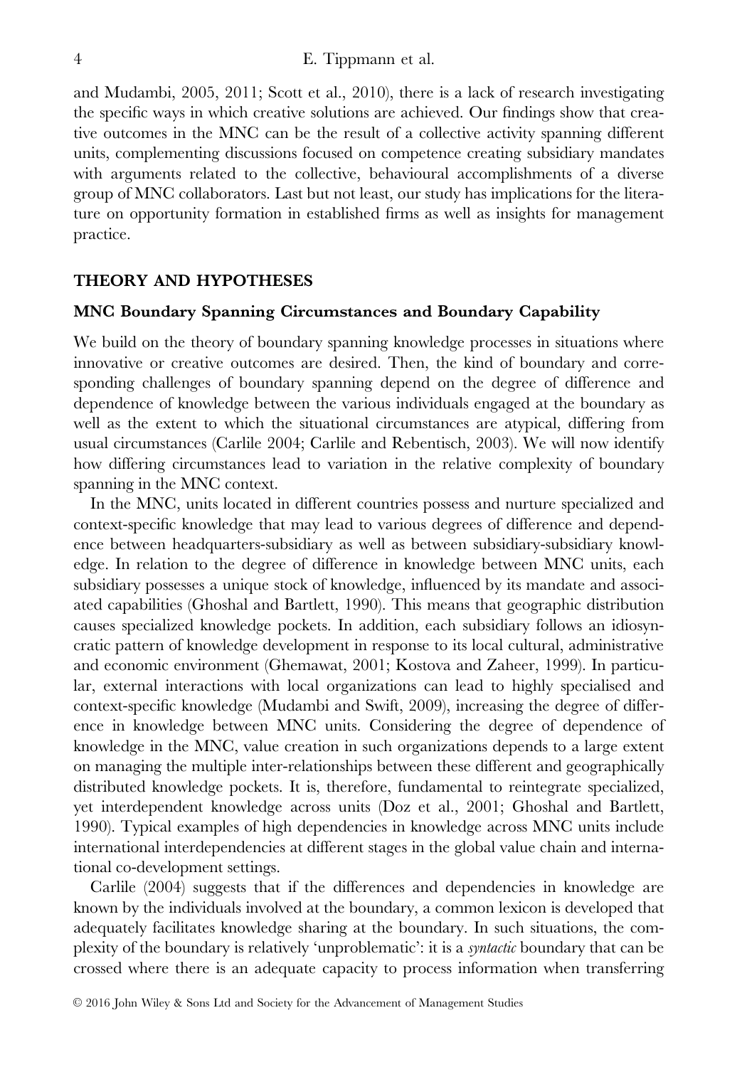and Mudambi, 2005, 2011; Scott et al., 2010), there is a lack of research investigating the specific ways in which creative solutions are achieved. Our findings show that creative outcomes in the MNC can be the result of a collective activity spanning different units, complementing discussions focused on competence creating subsidiary mandates with arguments related to the collective, behavioural accomplishments of a diverse group of MNC collaborators. Last but not least, our study has implications for the literature on opportunity formation in established firms as well as insights for management practice.

## THEORY AND HYPOTHESES

### MNC Boundary Spanning Circumstances and Boundary Capability

We build on the theory of boundary spanning knowledge processes in situations where innovative or creative outcomes are desired. Then, the kind of boundary and corresponding challenges of boundary spanning depend on the degree of difference and dependence of knowledge between the various individuals engaged at the boundary as well as the extent to which the situational circumstances are atypical, differing from usual circumstances (Carlile 2004; Carlile and Rebentisch, 2003). We will now identify how differing circumstances lead to variation in the relative complexity of boundary spanning in the MNC context.

In the MNC, units located in different countries possess and nurture specialized and context-specific knowledge that may lead to various degrees of difference and dependence between headquarters-subsidiary as well as between subsidiary-subsidiary knowledge. In relation to the degree of difference in knowledge between MNC units, each subsidiary possesses a unique stock of knowledge, influenced by its mandate and associated capabilities (Ghoshal and Bartlett, 1990). This means that geographic distribution causes specialized knowledge pockets. In addition, each subsidiary follows an idiosyncratic pattern of knowledge development in response to its local cultural, administrative and economic environment (Ghemawat, 2001; Kostova and Zaheer, 1999). In particular, external interactions with local organizations can lead to highly specialised and context-specific knowledge (Mudambi and Swift, 2009), increasing the degree of difference in knowledge between MNC units. Considering the degree of dependence of knowledge in the MNC, value creation in such organizations depends to a large extent on managing the multiple inter-relationships between these different and geographically distributed knowledge pockets. It is, therefore, fundamental to reintegrate specialized, yet interdependent knowledge across units (Doz et al., 2001; Ghoshal and Bartlett, 1990). Typical examples of high dependencies in knowledge across MNC units include international interdependencies at different stages in the global value chain and international co-development settings.

Carlile (2004) suggests that if the differences and dependencies in knowledge are known by the individuals involved at the boundary, a common lexicon is developed that adequately facilitates knowledge sharing at the boundary. In such situations, the complexity of the boundary is relatively 'unproblematic': it is a *syntactic* boundary that can be crossed where there is an adequate capacity to process information when transferring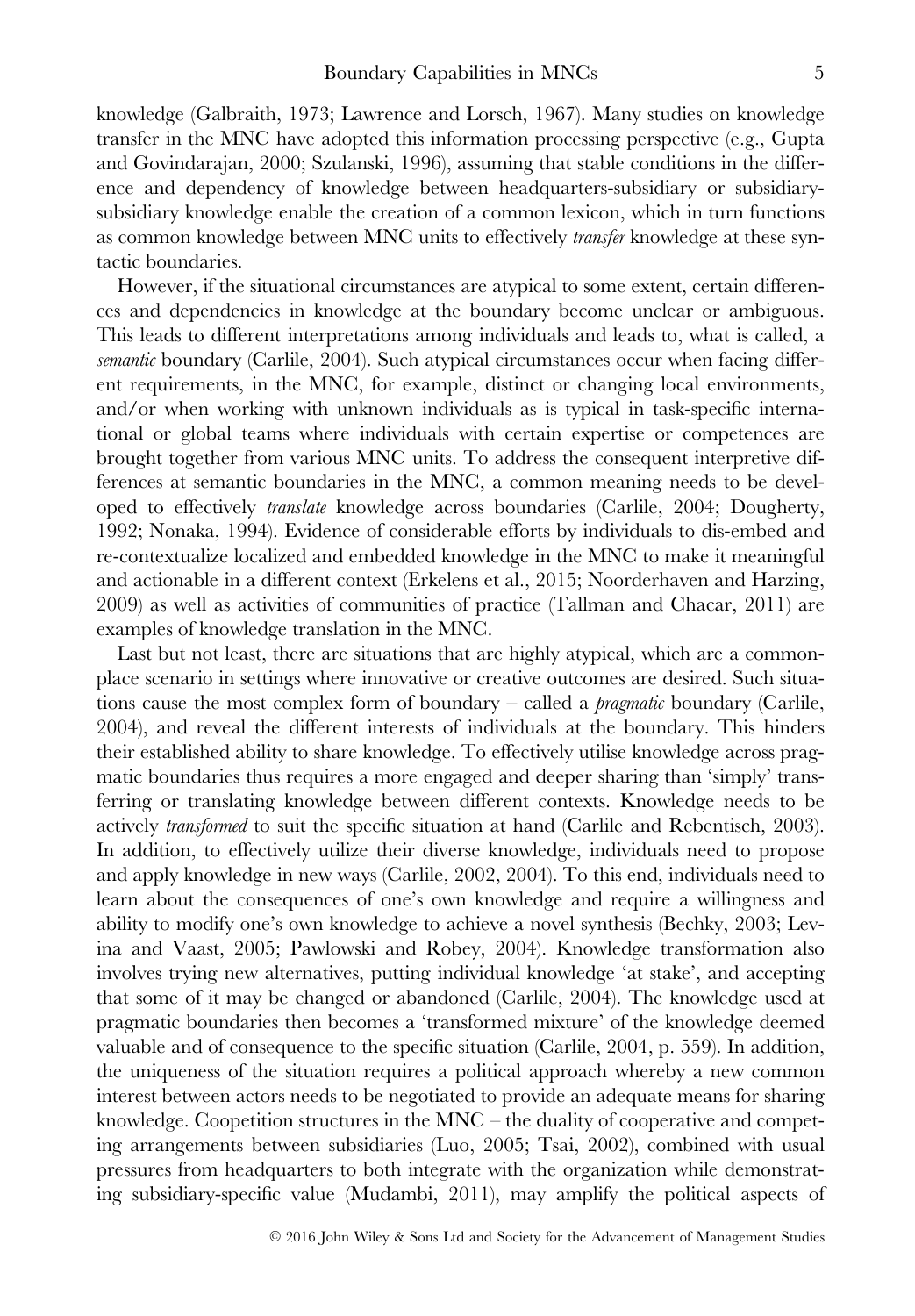knowledge (Galbraith, 1973; Lawrence and Lorsch, 1967). Many studies on knowledge transfer in the MNC have adopted this information processing perspective (e.g., Gupta and Govindarajan, 2000; Szulanski, 1996), assuming that stable conditions in the difference and dependency of knowledge between headquarters-subsidiary or subsidiary-subsidiary knowledge enable the creation of a common lexicon, which in turn functions as common knowledge between MNC units to effectively *transfer* knowledge at these syntactic boundaries.

However, if the situational circumstances are atypical to some extent, certain differences and dependencies in knowledge at the boundary become unclear or ambiguous. This leads to different interpretations among individuals and leads to, what is called, a *semantic* boundary (Carlile, 2004). Such atypical circumstances occur when facing different requirements, in the MNC, for example, distinct or changing local environments, and/or when working with unknown individuals as is typical in task-specific international or global teams where individuals with certain expertise or competences are brought together from various MNC units. To address the consequent interpretive differences at semantic boundaries in the MNC, a common meaning needs to be developed to effectively *translate* knowledge across boundaries (Carlile, 2004; Dougherty, 1992; Nonaka, 1994). Evidence of considerable efforts by individuals to dis-embed and re-contextualize localized and embedded knowledge in the MNC to make it meaningful and actionable in a different context (Erkelens et al., 2015; Noorderhaven and Harzing, 2009) as well as activities of communities of practice (Tallman and Chacar, 2011) are examples of knowledge translation in the MNC.

Last but not least, there are situations that are highly atypical, which are a commonplace scenario in settings where innovative or creative outcomes are desired. Such situations cause the most complex form of boundary – called a *pragmatic* boundary (Carlile, 2004), and reveal the different interests of individuals at the boundary. This hinders their established ability to share knowledge. To effectively utilise knowledge across pragmatic boundaries thus requires a more engaged and deeper sharing than 'simply' transferring or translating knowledge between different contexts. Knowledge needs to be actively *transformed* to suit the specific situation at hand (Carlile and Rebentisch, 2003). In addition, to effectively utilize their diverse knowledge, individuals need to propose and apply knowledge in new ways (Carlile, 2002, 2004). To this end, individuals need to learn about the consequences of one's own knowledge and require a willingness and ability to modify one's own knowledge to achieve a novel synthesis (Bechky, 2003; Levina and Vaast, 2005; Pawlowski and Robey, 2004). Knowledge transformation also involves trying new alternatives, putting individual knowledge 'at stake', and accepting that some of it may be changed or abandoned (Carlile, 2004). The knowledge used at pragmatic boundaries then becomes a 'transformed mixture' of the knowledge deemed valuable and of consequence to the specific situation (Carlile, 2004, p. 559). In addition, the uniqueness of the situation requires a political approach whereby a new common interest between actors needs to be negotiated to provide an adequate means for sharing knowledge. Coopetition structures in the MNC – the duality of cooperative and competing arrangements between subsidiaries (Luo, 2005; Tsai, 2002), combined with usual pressures from headquarters to both integrate with the organization while demonstrating subsidiary-specific value (Mudambi, 2011), may amplify the political aspects of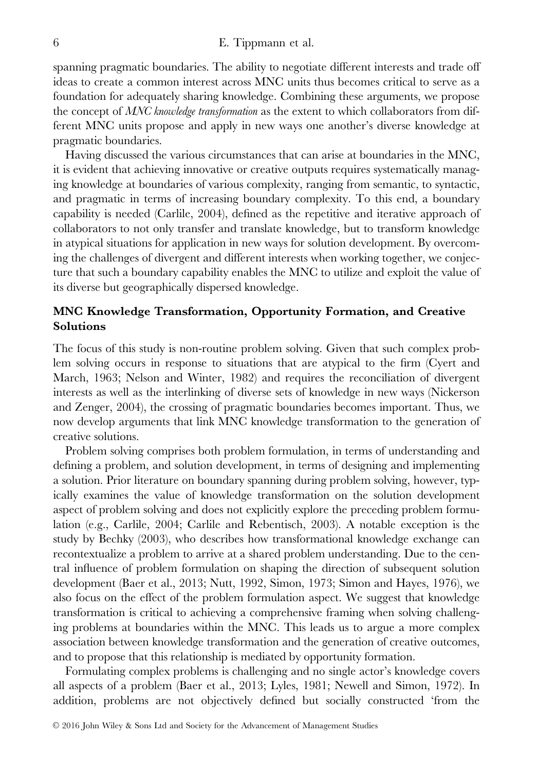spanning pragmatic boundaries. The ability to negotiate different interests and trade off ideas to create a common interest across MNC units thus becomes critical to serve as a foundation for adequately sharing knowledge. Combining these arguments, we propose the concept of *MNC knowledge transformation* as the extent to which collaborators from different MNC units propose and apply in new ways one another's diverse knowledge at pragmatic boundaries.

Having discussed the various circumstances that can arise at boundaries in the MNC, it is evident that achieving innovative or creative outputs requires systematically managing knowledge at boundaries of various complexity, ranging from semantic, to syntactic, and pragmatic in terms of increasing boundary complexity. To this end, a boundary capability is needed (Carlile, 2004), defined as the repetitive and iterative approach of collaborators to not only transfer and translate knowledge, but to transform knowledge in atypical situations for application in new ways for solution development. By overcoming the challenges of divergent and different interests when working together, we conjecture that such a boundary capability enables the MNC to utilize and exploit the value of its diverse but geographically dispersed knowledge.

### MNC Knowledge Transformation, Opportunity Formation, and Creative Solutions

The focus of this study is non-routine problem solving. Given that such complex problem solving occurs in response to situations that are atypical to the firm (Cyert and March, 1963; Nelson and Winter, 1982) and requires the reconciliation of divergent interests as well as the interlinking of diverse sets of knowledge in new ways (Nickerson and Zenger, 2004), the crossing of pragmatic boundaries becomes important. Thus, we now develop arguments that link MNC knowledge transformation to the generation of creative solutions.

Problem solving comprises both problem formulation, in terms of understanding and defining a problem, and solution development, in terms of designing and implementing a solution. Prior literature on boundary spanning during problem solving, however, typically examines the value of knowledge transformation on the solution development aspect of problem solving and does not explicitly explore the preceding problem formulation (e.g., Carlile, 2004; Carlile and Rebentisch, 2003). A notable exception is the study by Bechky (2003), who describes how transformational knowledge exchange can recontextualize a problem to arrive at a shared problem understanding. Due to the central influence of problem formulation on shaping the direction of subsequent solution development (Baer et al., 2013; Nutt, 1992, Simon, 1973; Simon and Hayes, 1976), we also focus on the effect of the problem formulation aspect. We suggest that knowledge transformation is critical to achieving a comprehensive framing when solving challenging problems at boundaries within the MNC. This leads us to argue a more complex association between knowledge transformation and the generation of creative outcomes, and to propose that this relationship is mediated by opportunity formation.

Formulating complex problems is challenging and no single actor's knowledge covers all aspects of a problem (Baer et al., 2013; Lyles, 1981; Newell and Simon, 1972). In addition, problems are not objectively defined but socially constructed 'from the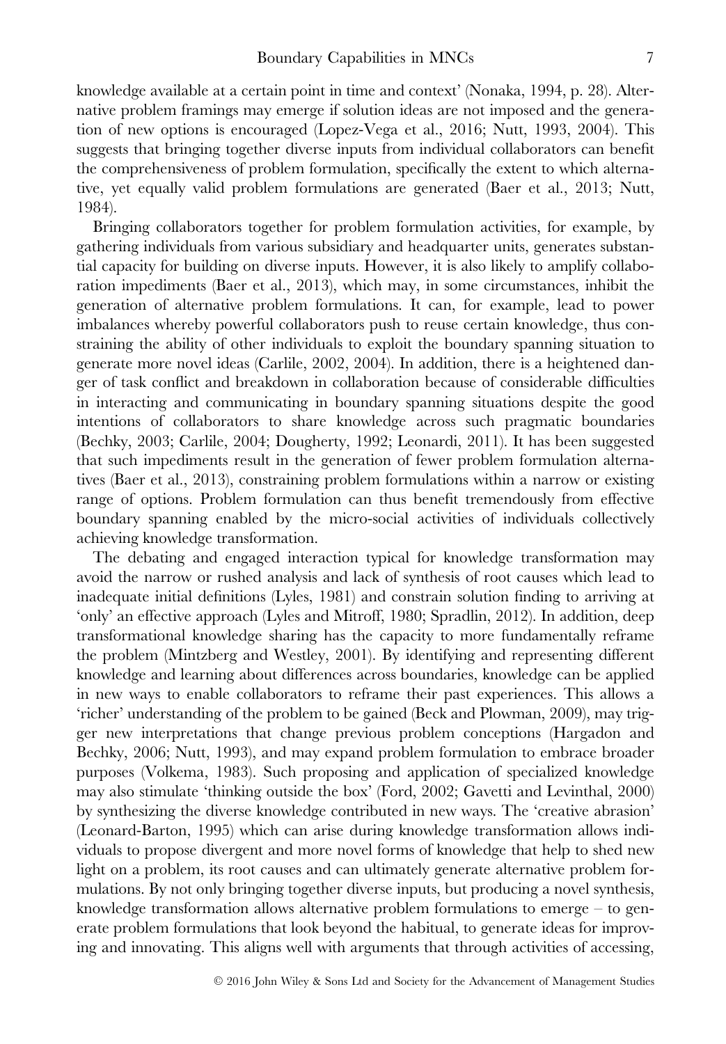knowledge available at a certain point in time and context' (Nonaka, 1994, p. 28). Alternative problem framings may emerge if solution ideas are not imposed and the generation of new options is encouraged (Lopez-Vega et al., 2016; Nutt, 1993, 2004). This suggests that bringing together diverse inputs from individual collaborators can benefit the comprehensiveness of problem formulation, specifically the extent to which alternative, yet equally valid problem formulations are generated (Baer et al., 2013; Nutt, 1984).

Bringing collaborators together for problem formulation activities, for example, by gathering individuals from various subsidiary and headquarter units, generates substantial capacity for building on diverse inputs. However, it is also likely to amplify collaboration impediments (Baer et al., 2013), which may, in some circumstances, inhibit the generation of alternative problem formulations. It can, for example, lead to power imbalances whereby powerful collaborators push to reuse certain knowledge, thus constraining the ability of other individuals to exploit the boundary spanning situation to generate more novel ideas (Carlile, 2002, 2004). In addition, there is a heightened danger of task conflict and breakdown in collaboration because of considerable difficulties in interacting and communicating in boundary spanning situations despite the good intentions of collaborators to share knowledge across such pragmatic boundaries (Bechky, 2003; Carlile, 2004; Dougherty, 1992; Leonardi, 2011). It has been suggested that such impediments result in the generation of fewer problem formulation alternatives (Baer et al., 2013), constraining problem formulations within a narrow or existing range of options. Problem formulation can thus benefit tremendously from effective boundary spanning enabled by the micro-social activities of individuals collectively achieving knowledge transformation.

The debating and engaged interaction typical for knowledge transformation may avoid the narrow or rushed analysis and lack of synthesis of root causes which lead to inadequate initial definitions (Lyles, 1981) and constrain solution finding to arriving at 'only' an effective approach (Lyles and Mitroff, 1980; Spradlin, 2012). In addition, deep transformational knowledge sharing has the capacity to more fundamentally reframe the problem (Mintzberg and Westley, 2001). By identifying and representing different knowledge and learning about differences across boundaries, knowledge can be applied in new ways to enable collaborators to reframe their past experiences. This allows a 'richer' understanding of the problem to be gained (Beck and Plowman, 2009), may trigger new interpretations that change previous problem conceptions (Hargadon and Bechky, 2006; Nutt, 1993), and may expand problem formulation to embrace broader purposes (Volkema, 1983). Such proposing and application of specialized knowledge may also stimulate 'thinking outside the box' (Ford, 2002; Gavetti and Levinthal, 2000) by synthesizing the diverse knowledge contributed in new ways. The 'creative abrasion' (Leonard-Barton, 1995) which can arise during knowledge transformation allows individuals to propose divergent and more novel forms of knowledge that help to shed new light on a problem, its root causes and can ultimately generate alternative problem formulations. By not only bringing together diverse inputs, but producing a novel synthesis, knowledge transformation allows alternative problem formulations to emerge – to generate problem formulations that look beyond the habitual, to generate ideas for improving and innovating. This aligns well with arguments that through activities of accessing,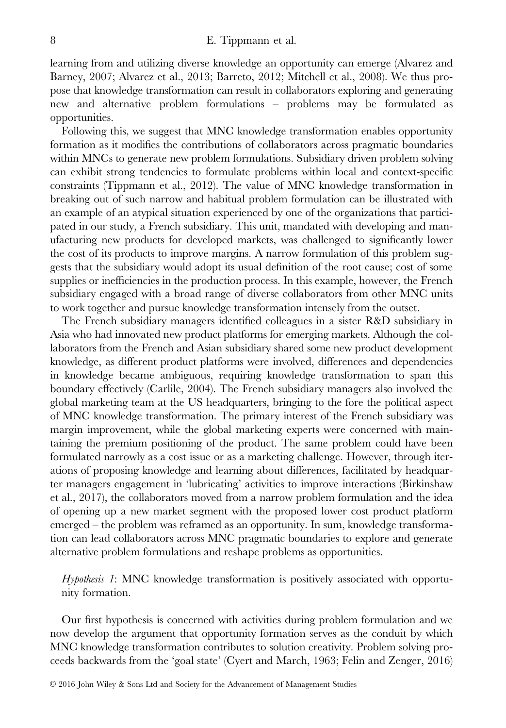learning from and utilizing diverse knowledge an opportunity can emerge (Alvarez and Barney, 2007; Alvarez et al., 2013; Barreto, 2012; Mitchell et al., 2008). We thus propose that knowledge transformation can result in collaborators exploring and generating new and alternative problem formulations – problems may be formulated as opportunities.

Following this, we suggest that MNC knowledge transformation enables opportunity formation as it modifies the contributions of collaborators across pragmatic boundaries within MNCs to generate new problem formulations. Subsidiary driven problem solving can exhibit strong tendencies to formulate problems within local and context-specific constraints (Tippmann et al., 2012). The value of MNC knowledge transformation in breaking out of such narrow and habitual problem formulation can be illustrated with an example of an atypical situation experienced by one of the organizations that participated in our study, a French subsidiary. This unit, mandated with developing and manufacturing new products for developed markets, was challenged to significantly lower the cost of its products to improve margins. A narrow formulation of this problem suggests that the subsidiary would adopt its usual definition of the root cause; cost of some supplies or inefficiencies in the production process. In this example, however, the French subsidiary engaged with a broad range of diverse collaborators from other MNC units to work together and pursue knowledge transformation intensely from the outset.

The French subsidiary managers identified colleagues in a sister R&D subsidiary in Asia who had innovated new product platforms for emerging markets. Although the collaborators from the French and Asian subsidiary shared some new product development knowledge, as different product platforms were involved, differences and dependencies in knowledge became ambiguous, requiring knowledge transformation to span this boundary effectively (Carlile, 2004). The French subsidiary managers also involved the global marketing team at the US headquarters, bringing to the fore the political aspect of MNC knowledge transformation. The primary interest of the French subsidiary was margin improvement, while the global marketing experts were concerned with maintaining the premium positioning of the product. The same problem could have been formulated narrowly as a cost issue or as a marketing challenge. However, through iterations of proposing knowledge and learning about differences, facilitated by headquarter managers engagement in 'lubricating' activities to improve interactions (Birkinshaw et al., 2017), the collaborators moved from a narrow problem formulation and the idea of opening up a new market segment with the proposed lower cost product platform emerged – the problem was reframed as an opportunity. In sum, knowledge transformation can lead collaborators across MNC pragmatic boundaries to explore and generate alternative problem formulations and reshape problems as opportunities.

*Hypothesis 1*: MNC knowledge transformation is positively associated with opportunity formation.

Our first hypothesis is concerned with activities during problem formulation and we now develop the argument that opportunity formation serves as the conduit by which MNC knowledge transformation contributes to solution creativity. Problem solving proceeds backwards from the 'goal state' (Cyert and March, 1963; Felin and Zenger, 2016)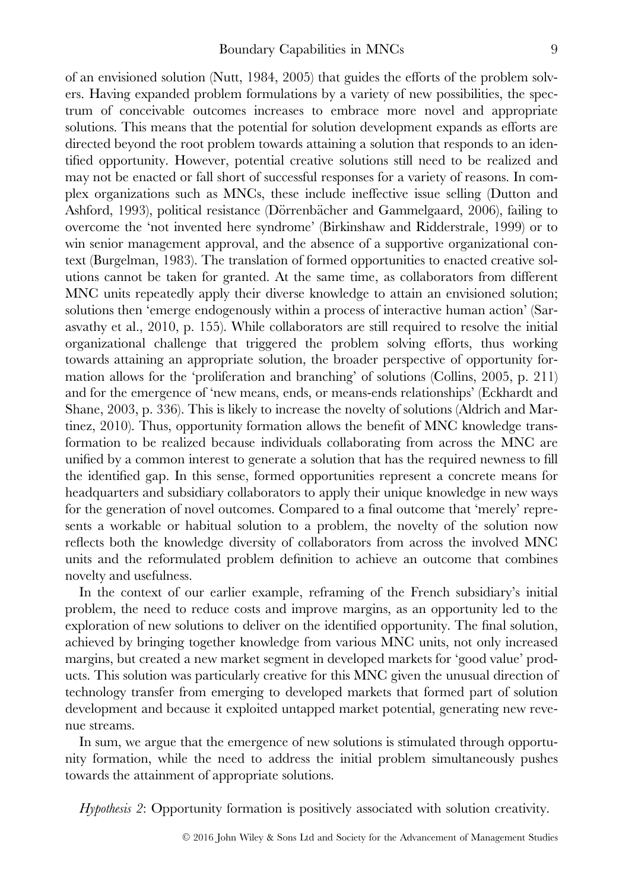of an envisioned solution (Nutt, 1984, 2005) that guides the efforts of the problem solvers. Having expanded problem formulations by a variety of new possibilities, the spectrum of conceivable outcomes increases to embrace more novel and appropriate solutions. This means that the potential for solution development expands as efforts are directed beyond the root problem towards attaining a solution that responds to an identified opportunity. However, potential creative solutions still need to be realized and may not be enacted or fall short of successful responses for a variety of reasons. In complex organizations such as MNCs, these include ineffective issue selling (Dutton and Ashford, 1993), political resistance (Dörrenbächer and Gammelgaard, 2006), failing to overcome the 'not invented here syndrome' (Birkinshaw and Ridderstrale, 1999) or to win senior management approval, and the absence of a supportive organizational context (Burgelman, 1983). The translation of formed opportunities to enacted creative solutions cannot be taken for granted. At the same time, as collaborators from different MNC units repeatedly apply their diverse knowledge to attain an envisioned solution; solutions then 'emerge endogenously within a process of interactive human action' (Sarasvathy et al., 2010, p. 155). While collaborators are still required to resolve the initial organizational challenge that triggered the problem solving efforts, thus working towards attaining an appropriate solution, the broader perspective of opportunity formation allows for the 'proliferation and branching' of solutions (Collins, 2005, p. 211) and for the emergence of 'new means, ends, or means-ends relationships' (Eckhardt and Shane, 2003, p. 336). This is likely to increase the novelty of solutions (Aldrich and Martinez, 2010). Thus, opportunity formation allows the benefit of MNC knowledge transformation to be realized because individuals collaborating from across the MNC are unified by a common interest to generate a solution that has the required newness to fill the identified gap. In this sense, formed opportunities represent a concrete means for headquarters and subsidiary collaborators to apply their unique knowledge in new ways for the generation of novel outcomes. Compared to a final outcome that 'merely' represents a workable or habitual solution to a problem, the novelty of the solution now reflects both the knowledge diversity of collaborators from across the involved MNC units and the reformulated problem definition to achieve an outcome that combines novelty and usefulness.

In the context of our earlier example, reframing of the French subsidiary's initial problem, the need to reduce costs and improve margins, as an opportunity led to the exploration of new solutions to deliver on the identified opportunity. The final solution, achieved by bringing together knowledge from various MNC units, not only increased margins, but created a new market segment in developed markets for 'good value' products. This solution was particularly creative for this MNC given the unusual direction of technology transfer from emerging to developed markets that formed part of solution development and because it exploited untapped market potential, generating new revenue streams.

In sum, we argue that the emergence of new solutions is stimulated through opportunity formation, while the need to address the initial problem simultaneously pushes towards the attainment of appropriate solutions.

*Hypothesis 2*: Opportunity formation is positively associated with solution creativity.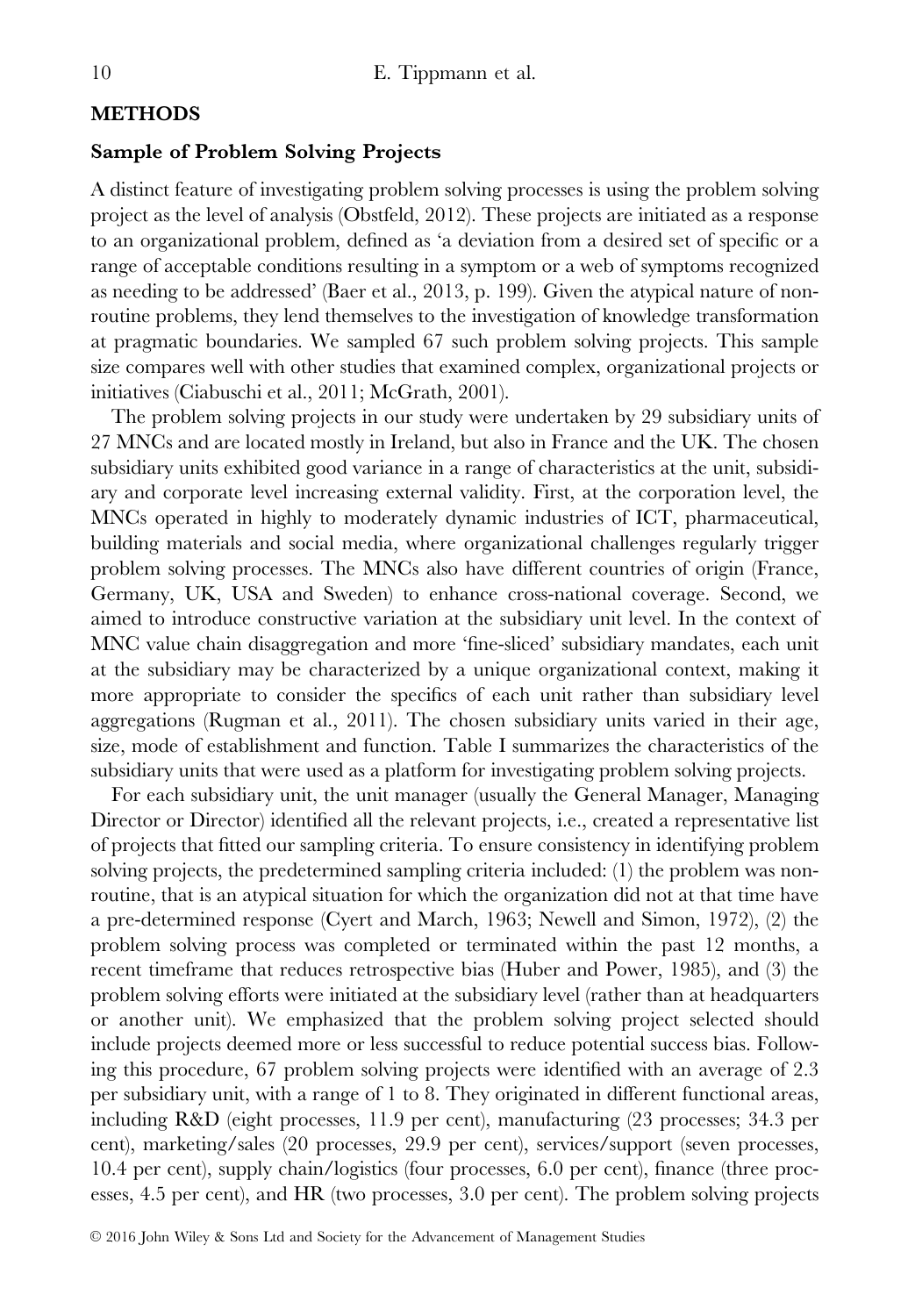## METHODS

### Sample of Problem Solving Projects

A distinct feature of investigating problem solving processes is using the problem solving project as the level of analysis (Obstfeld, 2012). These projects are initiated as a response to an organizational problem, defined as 'a deviation from a desired set of specific or a range of acceptable conditions resulting in a symptom or a web of symptoms recognized as needing to be addressed' (Baer et al., 2013, p. 199). Given the atypical nature of non-routine problems, they lend themselves to the investigation of knowledge transformation at pragmatic boundaries. We sampled 67 such problem solving projects. This sample size compares well with other studies that examined complex, organizational projects or initiatives (Ciabuschi et al., 2011; McGrath, 2001).

The problem solving projects in our study were undertaken by 29 subsidiary units of 27 MNCs and are located mostly in Ireland, but also in France and the UK. The chosen subsidiary units exhibited good variance in a range of characteristics at the unit, subsidiary and corporate level increasing external validity. First, at the corporation level, the MNCs operated in highly to moderately dynamic industries of ICT, pharmaceutical, building materials and social media, where organizational challenges regularly trigger problem solving processes. The MNCs also have different countries of origin (France, Germany, UK, USA and Sweden) to enhance cross-national coverage. Second, we aimed to introduce constructive variation at the subsidiary unit level. In the context of MNC value chain disaggregation and more 'fine-sliced' subsidiary mandates, each unit at the subsidiary may be characterized by a unique organizational context, making it more appropriate to consider the specifics of each unit rather than subsidiary level aggregations (Rugman et al., 2011). The chosen subsidiary units varied in their age, size, mode of establishment and function. Table I summarizes the characteristics of the subsidiary units that were used as a platform for investigating problem solving projects.

For each subsidiary unit, the unit manager (usually the General Manager, Managing Director or Director) identified all the relevant projects, i.e., created a representative list of projects that fitted our sampling criteria. To ensure consistency in identifying problem solving projects, the predetermined sampling criteria included: (1) the problem was non-routine, that is an atypical situation for which the organization did not at that time have a pre-determined response (Cyert and March, 1963; Newell and Simon, 1972), (2) the problem solving process was completed or terminated within the past 12 months, a recent timeframe that reduces retrospective bias (Huber and Power, 1985), and (3) the problem solving efforts were initiated at the subsidiary level (rather than at headquarters or another unit). We emphasized that the problem solving project selected should include projects deemed more or less successful to reduce potential success bias. Following this procedure, 67 problem solving projects were identified with an average of 2.3 per subsidiary unit, with a range of 1 to 8. They originated in different functional areas, including R&D (eight processes, 11.9 per cent), manufacturing (23 processes; 34.3 per cent), marketing/sales (20 processes, 29.9 per cent), services/support (seven processes, 10.4 per cent), supply chain/logistics (four processes, 6.0 per cent), finance (three processes, 4.5 per cent), and HR (two processes, 3.0 per cent). The problem solving projects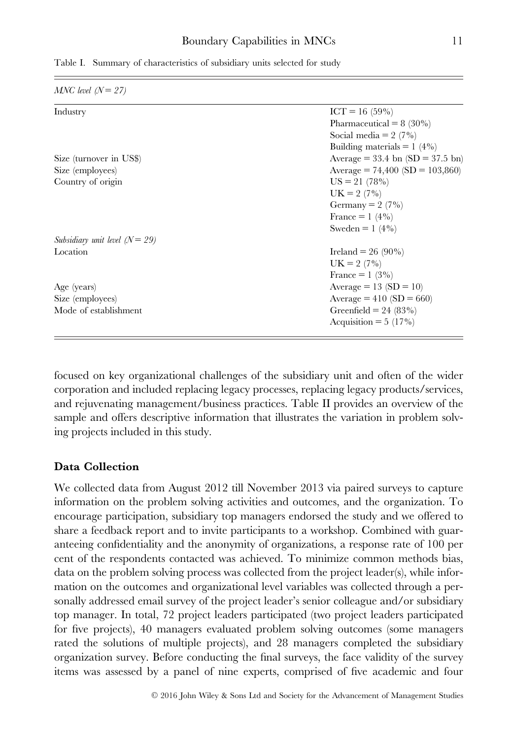Table I. Summary of characteristics of subsidiary units selected for study

| | |
|---|---|
| *MNC level ($N = 27$)* | |
| Industry | ICT = 16 (59%) |
| | Pharmaceutical = 8 (30%) |
| | Social media = 2 (7%) |
| | Building materials = 1 (4%) |
| Size (turnover in US$) | Average = 33.4 bn (SD = 37.5 bn) |
| Size (employees) | Average = 74,400 (SD = 103,860) |
| Country of origin | US = 21 (78%) |
| | UK = 2 (7%) |
| | Germany = 2 (7%) |
| | France = 1 (4%) |
| | Sweden = 1 (4%) |
| *Subsidiary unit level ($N = 29$)* | |
| Location | Ireland = 26 (90%) |
| | UK = 2 (7%) |
| | France = 1 (3%) |
| Age (years) | Average = 13 (SD = 10) |
| Size (employees) | Average = 410 (SD = 660) |
| Mode of establishment | Greenfield = 24 (83%) |
| | Acquisition = 5 (17%) |

focused on key organizational challenges of the subsidiary unit and often of the wider corporation and included replacing legacy processes, replacing legacy products/services, and rejuvenating management/business practices. Table II provides an overview of the sample and offers descriptive information that illustrates the variation in problem solving projects included in this study.

## Data Collection

We collected data from August 2012 till November 2013 via paired surveys to capture information on the problem solving activities and outcomes, and the organization. To encourage participation, subsidiary top managers endorsed the study and we offered to share a feedback report and to invite participants to a workshop. Combined with guaranteeing confidentiality and the anonymity of organizations, a response rate of 100 per cent of the respondents contacted was achieved. To minimize common methods bias, data on the problem solving process was collected from the project leader(s), while information on the outcomes and organizational level variables was collected through a personally addressed email survey of the project leader's senior colleague and/or subsidiary top manager. In total, 72 project leaders participated (two project leaders participated for five projects), 40 managers evaluated problem solving outcomes (some managers rated the solutions of multiple projects), and 28 managers completed the subsidiary organization survey. Before conducting the final surveys, the face validity of the survey items was assessed by a panel of nine experts, comprised of five academic and four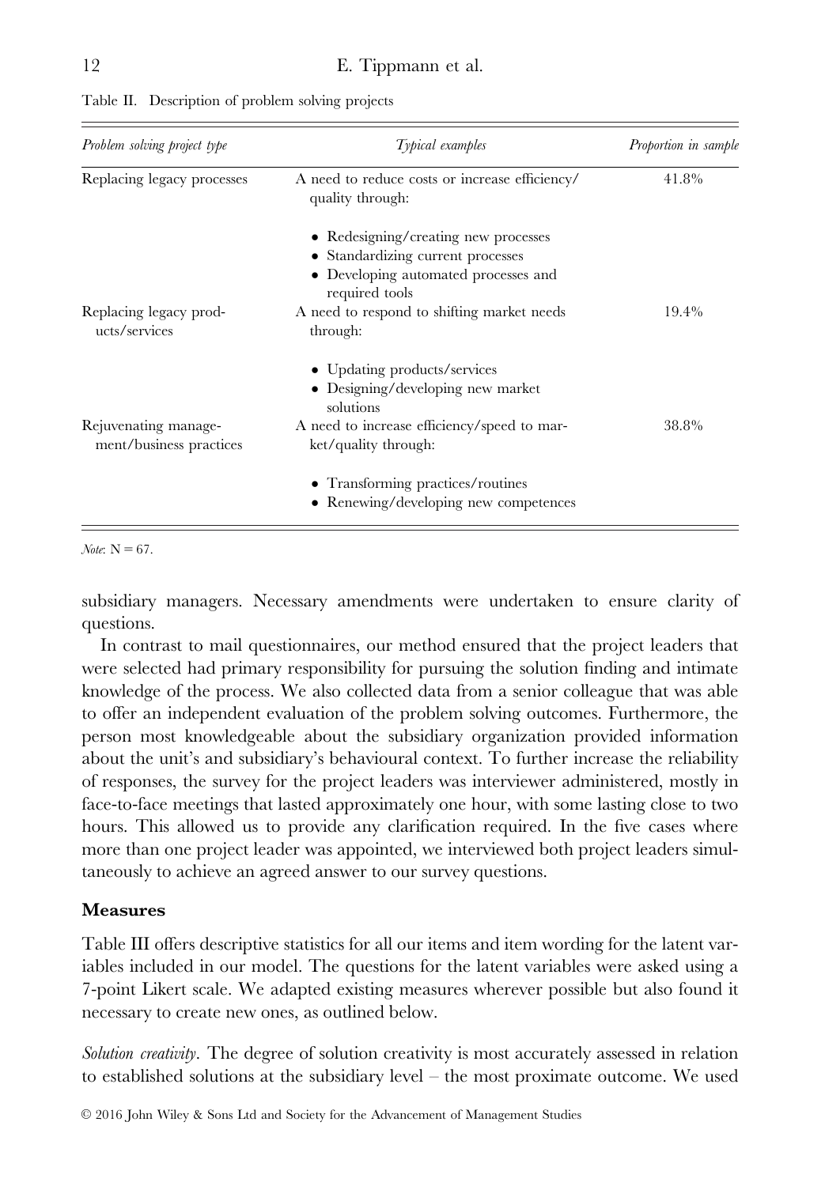Table II. Description of problem solving projects

| Problem solving project type | Typical examples | Proportion in sample |
|---|---|---|
| Replacing legacy processes | A need to reduce costs or increase efficiency/quality through:<br>• Redesigning/creating new processes<br>• Standardizing current processes<br>• Developing automated processes and required tools | 41.8% |
| Replacing legacy products/services | A need to respond to shifting market needs through:<br>• Updating products/services<br>• Designing/developing new market solutions | 19.4% |
| Rejuvenating management/business practices | A need to increase efficiency/speed to market/quality through:<br>• Transforming practices/routines<br>• Renewing/developing new competences | 38.8% |

*Note*: N = 67.

subsidiary managers. Necessary amendments were undertaken to ensure clarity of questions.

In contrast to mail questionnaires, our method ensured that the project leaders that were selected had primary responsibility for pursuing the solution finding and intimate knowledge of the process. We also collected data from a senior colleague that was able to offer an independent evaluation of the problem solving outcomes. Furthermore, the person most knowledgeable about the subsidiary organization provided information about the unit's and subsidiary's behavioural context. To further increase the reliability of responses, the survey for the project leaders was interviewer administered, mostly in face-to-face meetings that lasted approximately one hour, with some lasting close to two hours. This allowed us to provide any clarification required. In the five cases where more than one project leader was appointed, we interviewed both project leaders simultaneously to achieve an agreed answer to our survey questions.

## Measures

Table III offers descriptive statistics for all our items and item wording for the latent variables included in our model. The questions for the latent variables were asked using a 7-point Likert scale. We adapted existing measures wherever possible but also found it necessary to create new ones, as outlined below.

*Solution creativity*. The degree of solution creativity is most accurately assessed in relation to established solutions at the subsidiary level – the most proximate outcome. We used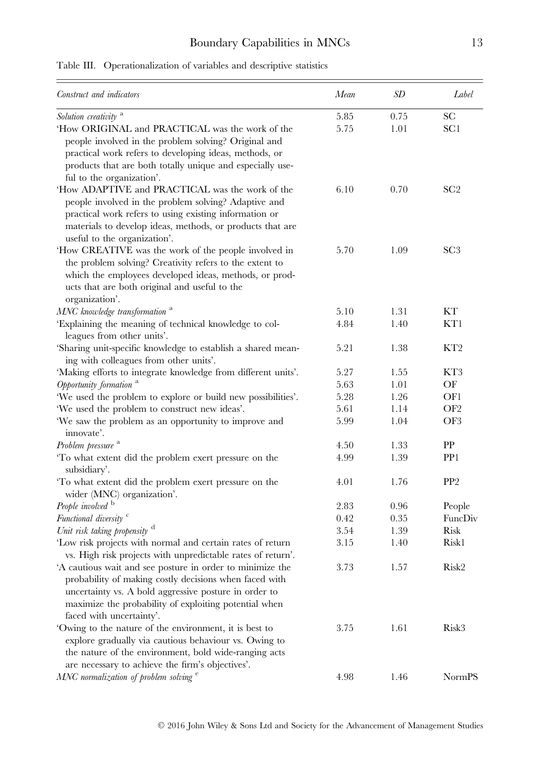Table III. Operationalization of variables and descriptive statistics

| *Construct and indicators* | *Mean* | *SD* | *Label* |
|---|---|---|---|
| *Solution creativity* [a] | 5.85 | 0.75 | SC |
| 'How ORIGINAL and PRACTICAL was the work of the people involved in the problem solving? Original and practical work refers to developing ideas, methods, or products that are both totally unique and especially useful to the organization'. | 5.75 | 1.01 | SC1 |
| 'How ADAPTIVE and PRACTICAL was the work of the people involved in the problem solving? Adaptive and practical work refers to using existing information or materials to develop ideas, methods, or products that are useful to the organization'. | 6.10 | 0.70 | SC2 |
| 'How CREATIVE was the work of the people involved in the problem solving? Creativity refers to the extent to which the employees developed ideas, methods, or products that are both original and useful to the organization'. | 5.70 | 1.09 | SC3 |
| *MNC knowledge transformation* [a] | 5.10 | 1.31 | KT |
| 'Explaining the meaning of technical knowledge to colleagues from other units'. | 4.84 | 1.40 | KT1 |
| 'Sharing unit-specific knowledge to establish a shared meaning with colleagues from other units'. | 5.21 | 1.38 | KT2 |
| 'Making efforts to integrate knowledge from different units'. | 5.27 | 1.55 | KT3 |
| *Opportunity formation* [a] | 5.63 | 1.01 | OF |
| 'We used the problem to explore or build new possibilities'. | 5.28 | 1.26 | OF1 |
| 'We used the problem to construct new ideas'. | 5.61 | 1.14 | OF2 |
| 'We saw the problem as an opportunity to improve and innovate'. | 5.99 | 1.04 | OF3 |
| *Problem pressure* [a] | 4.50 | 1.33 | PP |
| 'To what extent did the problem exert pressure on the subsidiary'. | 4.99 | 1.39 | PP1 |
| 'To what extent did the problem exert pressure on the wider (MNC) organization'. | 4.01 | 1.76 | PP2 |
| *People involved* [b] | 2.83 | 0.96 | People |
| *Functional diversity* [c] | 0.42 | 0.35 | FuncDiv |
| *Unit risk taking propensity* [d] | 3.54 | 1.39 | Risk |
| 'Low risk projects with normal and certain rates of return vs. High risk projects with unpredictable rates of return'. | 3.15 | 1.40 | Risk1 |
| 'A cautious wait and see posture in order to minimize the probability of making costly decisions when faced with uncertainty vs. A bold aggressive posture in order to maximize the probability of exploiting potential when faced with uncertainty'. | 3.73 | 1.57 | Risk2 |
| 'Owing to the nature of the environment, it is best to explore gradually via cautious behaviour vs. Owing to the nature of the environment, bold wide-ranging acts are necessary to achieve the firm's objectives'. | 3.75 | 1.61 | Risk3 |
| *MNC normalization of problem solving* [e] | 4.98 | 1.46 | NormPS |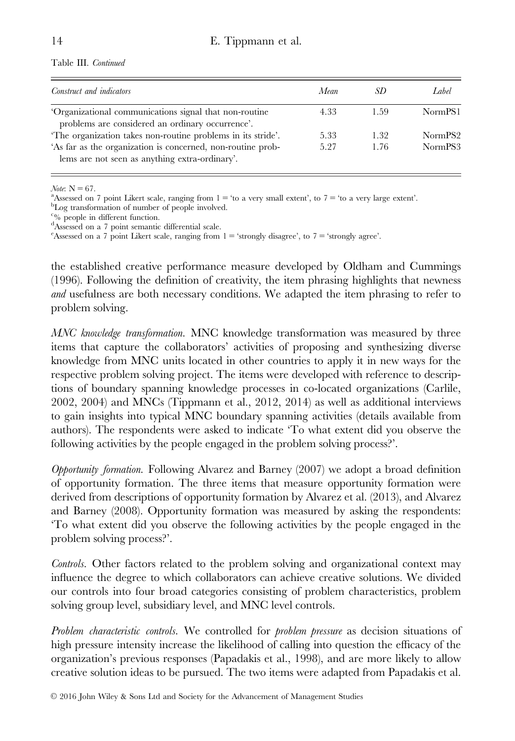Table III. *Continued*

| *Construct and indicators* | *Mean* | *SD* | *Label* |
| --- | --- | --- | --- |
| 'Organizational communications signal that non-routine problems are considered an ordinary occurrence'. | 4.33 | 1.59 | NormPS1 |
| 'The organization takes non-routine problems in its stride'. | 5.33 | 1.32 | NormPS2 |
| 'As far as the organization is concerned, non-routine problems are not seen as anything extra-ordinary'. | 5.27 | 1.76 | NormPS3 |

*Note*: N = 67.
[a]Assessed on 7 point Likert scale, ranging from 1 = 'to a very small extent', to 7 = 'to a very large extent'.
[b]Log transformation of number of people involved.
[c]% people in different function.
[d]Assessed on a 7 point semantic differential scale.
[e]Assessed on a 7 point Likert scale, ranging from 1 = 'strongly disagree', to 7 = 'strongly agree'.

the established creative performance measure developed by Oldham and Cummings (1996). Following the definition of creativity, the item phrasing highlights that newness *and* usefulness are both necessary conditions. We adapted the item phrasing to refer to problem solving.

*MNC knowledge transformation*. MNC knowledge transformation was measured by three items that capture the collaborators' activities of proposing and synthesizing diverse knowledge from MNC units located in other countries to apply it in new ways for the respective problem solving project. The items were developed with reference to descriptions of boundary spanning knowledge processes in co-located organizations (Carlile, 2002, 2004) and MNCs (Tippmann et al., 2012, 2014) as well as additional interviews to gain insights into typical MNC boundary spanning activities (details available from authors). The respondents were asked to indicate 'To what extent did you observe the following activities by the people engaged in the problem solving process?'.

*Opportunity formation*. Following Alvarez and Barney (2007) we adopt a broad definition of opportunity formation. The three items that measure opportunity formation were derived from descriptions of opportunity formation by Alvarez et al. (2013), and Alvarez and Barney (2008). Opportunity formation was measured by asking the respondents: 'To what extent did you observe the following activities by the people engaged in the problem solving process?'.

*Controls*. Other factors related to the problem solving and organizational context may influence the degree to which collaborators can achieve creative solutions. We divided our controls into four broad categories consisting of problem characteristics, problem solving group level, subsidiary level, and MNC level controls.

*Problem characteristic controls*. We controlled for *problem pressure* as decision situations of high pressure intensity increase the likelihood of calling into question the efficacy of the organization's previous responses (Papadakis et al., 1998), and are more likely to allow creative solution ideas to be pursued. The two items were adapted from Papadakis et al.

© 2016 John Wiley & Sons Ltd and Society for the Advancement of Management Studies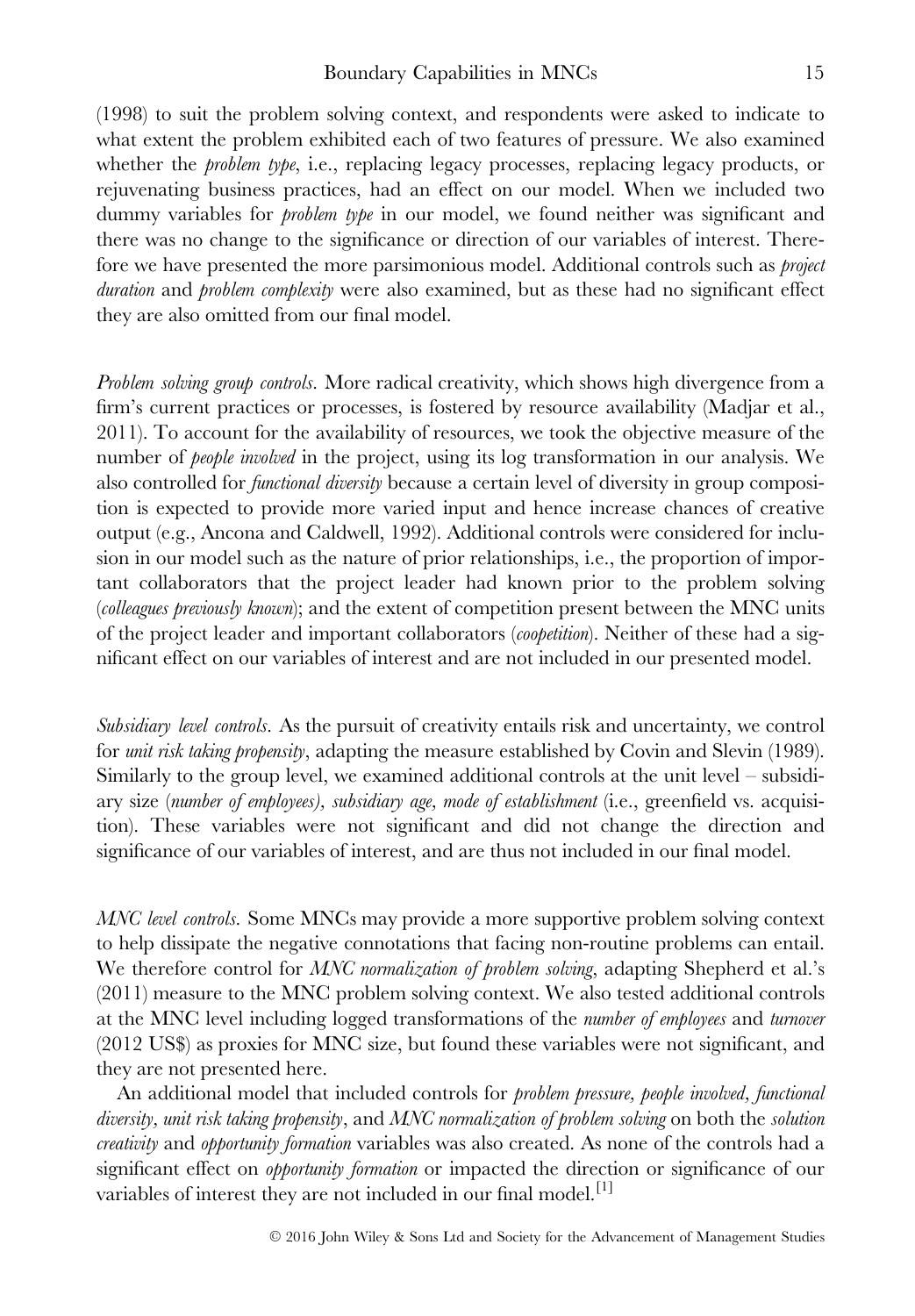(1998) to suit the problem solving context, and respondents were asked to indicate to what extent the problem exhibited each of two features of pressure. We also examined whether the *problem type*, i.e., replacing legacy processes, replacing legacy products, or rejuvenating business practices, had an effect on our model. When we included two dummy variables for *problem type* in our model, we found neither was significant and there was no change to the significance or direction of our variables of interest. Therefore we have presented the more parsimonious model. Additional controls such as *project duration* and *problem complexity* were also examined, but as these had no significant effect they are also omitted from our final model.

*Problem solving group controls*. More radical creativity, which shows high divergence from a firm's current practices or processes, is fostered by resource availability (Madjar et al., 2011). To account for the availability of resources, we took the objective measure of the number of *people involved* in the project, using its log transformation in our analysis. We also controlled for *functional diversity* because a certain level of diversity in group composition is expected to provide more varied input and hence increase chances of creative output (e.g., Ancona and Caldwell, 1992). Additional controls were considered for inclusion in our model such as the nature of prior relationships, i.e., the proportion of important collaborators that the project leader had known prior to the problem solving (*colleagues previously known*); and the extent of competition present between the MNC units of the project leader and important collaborators (*coopetition*). Neither of these had a significant effect on our variables of interest and are not included in our presented model.

*Subsidiary level controls*. As the pursuit of creativity entails risk and uncertainty, we control for *unit risk taking propensity*, adapting the measure established by Covin and Slevin (1989). Similarly to the group level, we examined additional controls at the unit level – subsidiary size (*number of employees*), *subsidiary age*, *mode of establishment* (i.e., greenfield vs. acquisition). These variables were not significant and did not change the direction and significance of our variables of interest, and are thus not included in our final model.

*MNC level controls*. Some MNCs may provide a more supportive problem solving context to help dissipate the negative connotations that facing non-routine problems can entail. We therefore control for *MNC normalization of problem solving*, adapting Shepherd et al.'s (2011) measure to the MNC problem solving context. We also tested additional controls at the MNC level including logged transformations of the *number of employees* and *turnover* (2012 US$) as proxies for MNC size, but found these variables were not significant, and they are not presented here.

An additional model that included controls for *problem pressure*, *people involved*, *functional diversity*, *unit risk taking propensity*, and *MNC normalization of problem solving* on both the *solution creativity* and *opportunity formation* variables was also created. As none of the controls had a significant effect on *opportunity formation* or impacted the direction or significance of our variables of interest they are not included in our final model.[1]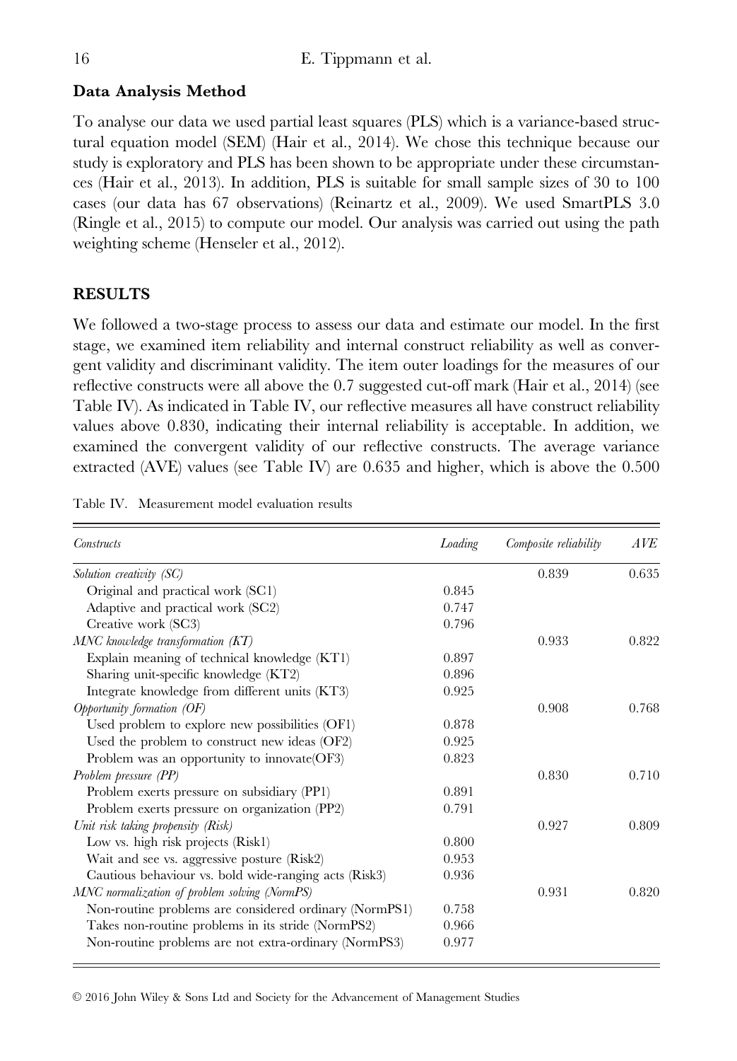### Data Analysis Method

To analyse our data we used partial least squares (PLS) which is a variance-based structural equation model (SEM) (Hair et al., 2014). We chose this technique because our study is exploratory and PLS has been shown to be appropriate under these circumstances (Hair et al., 2013). In addition, PLS is suitable for small sample sizes of 30 to 100 cases (our data has 67 observations) (Reinartz et al., 2009). We used SmartPLS 3.0 (Ringle et al., 2015) to compute our model. Our analysis was carried out using the path weighting scheme (Henseler et al., 2012).

## RESULTS

We followed a two-stage process to assess our data and estimate our model. In the first stage, we examined item reliability and internal construct reliability as well as convergent validity and discriminant validity. The item outer loadings for the measures of our reflective constructs were all above the 0.7 suggested cut-off mark (Hair et al., 2014) (see Table IV). As indicated in Table IV, our reflective measures all have construct reliability values above 0.830, indicating their internal reliability is acceptable. In addition, we examined the convergent validity of our reflective constructs. The average variance extracted (AVE) values (see Table IV) are 0.635 and higher, which is above the 0.500

Table IV. Measurement model evaluation results

| *Constructs* | *Loading* | *Composite reliability* | *AVE* |
|---|---|---|---|
| *Solution creativity (SC)* | | 0.839 | 0.635 |
| Original and practical work (SC1) | 0.845 | | |
| Adaptive and practical work (SC2) | 0.747 | | |
| Creative work (SC3) | 0.796 | | |
| *MNC knowledge transformation (KT)* | | 0.933 | 0.822 |
| Explain meaning of technical knowledge (KT1) | 0.897 | | |
| Sharing unit-specific knowledge (KT2) | 0.896 | | |
| Integrate knowledge from different units (KT3) | 0.925 | | |
| *Opportunity formation (OF)* | | 0.908 | 0.768 |
| Used problem to explore new possibilities (OF1) | 0.878 | | |
| Used the problem to construct new ideas (OF2) | 0.925 | | |
| Problem was an opportunity to innovate(OF3) | 0.823 | | |
| *Problem pressure (PP)* | | 0.830 | 0.710 |
| Problem exerts pressure on subsidiary (PP1) | 0.891 | | |
| Problem exerts pressure on organization (PP2) | 0.791 | | |
| *Unit risk taking propensity (Risk)* | | 0.927 | 0.809 |
| Low vs. high risk projects (Risk1) | 0.800 | | |
| Wait and see vs. aggressive posture (Risk2) | 0.953 | | |
| Cautious behaviour vs. bold wide-ranging acts (Risk3) | 0.936 | | |
| *MNC normalization of problem solving (NormPS)* | | 0.931 | 0.820 |
| Non-routine problems are considered ordinary (NormPS1) | 0.758 | | |
| Takes non-routine problems in its stride (NormPS2) | 0.966 | | |
| Non-routine problems are not extra-ordinary (NormPS3) | 0.977 | | |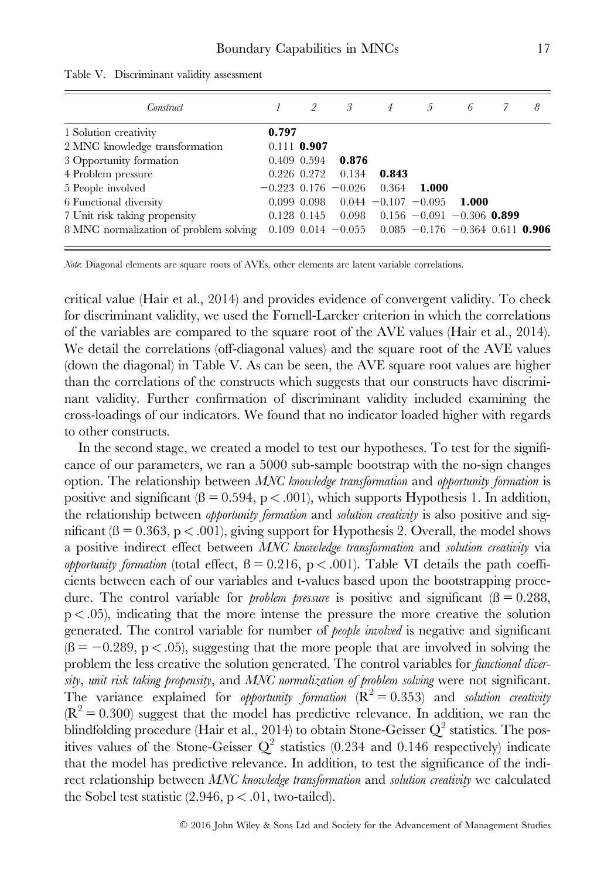Table V. Discriminant validity assessment

| Construct | 1 | 2 | 3 | 4 | 5 | 6 | 7 | 8 |
|---|---|---|---|---|---|---|---|---|
| 1 Solution creativity | **0.797** | | | | | | | |
| 2 MNC knowledge transformation | 0.111 | **0.907** | | | | | | |
| 3 Opportunity formation | 0.409 | 0.594 | **0.876** | | | | | |
| 4 Problem pressure | 0.226 | 0.272 | 0.134 | **0.843** | | | | |
| 5 People involved | −0.223 | 0.176 | −0.026 | 0.364 | **1.000** | | | |
| 6 Functional diversity | 0.099 | 0.098 | 0.044 | −0.107 | −0.095 | **1.000** | | |
| 7 Unit risk taking propensity | 0.128 | 0.145 | 0.098 | 0.156 | −0.091 | −0.306 | **0.899** | |
| 8 MNC normalization of problem solving | 0.109 | 0.014 | −0.055 | 0.085 | −0.176 | −0.364 | 0.611 | **0.906** |

*Note*: Diagonal elements are square roots of AVEs, other elements are latent variable correlations.

critical value (Hair et al., 2014) and provides evidence of convergent validity. To check for discriminant validity, we used the Fornell-Larcker criterion in which the correlations of the variables are compared to the square root of the AVE values (Hair et al., 2014). We detail the correlations (off-diagonal values) and the square root of the AVE values (down the diagonal) in Table V. As can be seen, the AVE square root values are higher than the correlations of the constructs which suggests that our constructs have discriminant validity. Further confirmation of discriminant validity included examining the cross-loadings of our indicators. We found that no indicator loaded higher with regards to other constructs.

In the second stage, we created a model to test our hypotheses. To test for the significance of our parameters, we ran a 5000 sub-sample bootstrap with the no-sign changes option. The relationship between *MNC knowledge transformation* and *opportunity formation* is positive and significant ($ß = 0.594$, $p < .001$), which supports Hypothesis 1. In addition, the relationship between *opportunity formation* and *solution creativity* is also positive and significant ($ß = 0.363$, $p < .001$), giving support for Hypothesis 2. Overall, the model shows a positive indirect effect between *MNC knowledge transformation* and *solution creativity* via *opportunity formation* (total effect, $ß = 0.216$, $p < .001$). Table VI details the path coefficients between each of our variables and t-values based upon the bootstrapping procedure. The control variable for *problem pressure* is positive and significant ($ß = 0.288$, $p < .05$), indicating that the more intense the pressure the more creative the solution generated. The control variable for number of *people involved* is negative and significant ($ß = -0.289$, $p < .05$), suggesting that the more people that are involved in solving the problem the less creative the solution generated. The control variables for *functional diversity*, *unit risk taking propensity*, and *MNC normalization of problem solving* were not significant. The variance explained for *opportunity formation* ($R^2 = 0.353$) and *solution creativity* ($R^2 = 0.300$) suggest that the model has predictive relevance. In addition, we ran the blindfolding procedure (Hair et al., 2014) to obtain Stone-Geisser $Q^2$ statistics. The positives values of the Stone-Geisser $Q^2$ statistics (0.234 and 0.146 respectively) indicate that the model has predictive relevance. In addition, to test the significance of the indirect relationship between *MNC knowledge transformation* and *solution creativity* we calculated the Sobel test statistic (2.946, $p < .01$, two-tailed).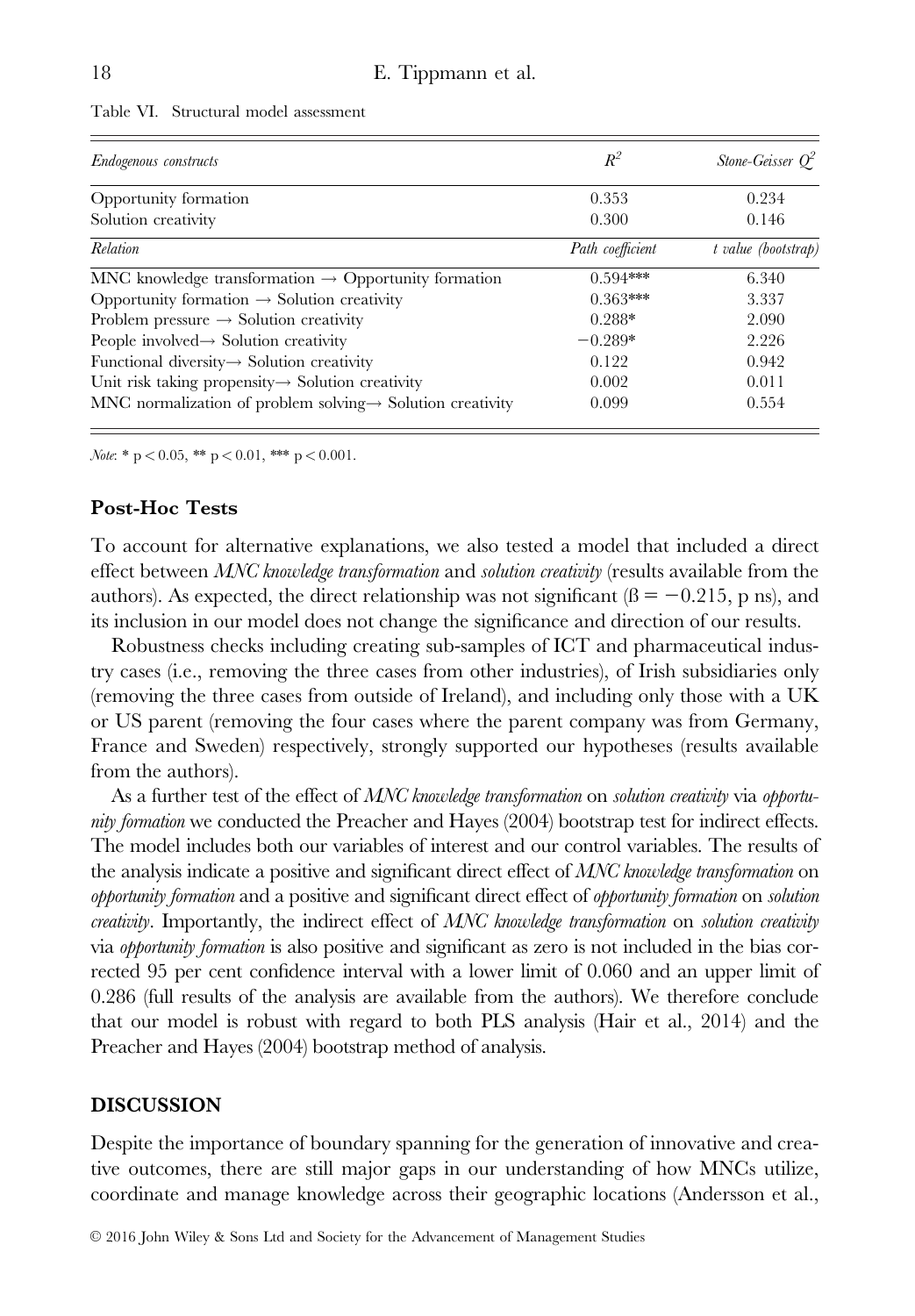Table VI. Structural model assessment

| *Endogenous constructs* | $R^2$ | *Stone-Geisser* $Q^2$ |
|---|---|---|
| Opportunity formation | 0.353 | 0.234 |
| Solution creativity | 0.300 | 0.146 |
| *Relation* | *Path coefficient* | *t value (bootstrap)* |
| MNC knowledge transformation → Opportunity formation | 0.594*** | 6.340 |
| Opportunity formation → Solution creativity | 0.363*** | 3.337 |
| Problem pressure → Solution creativity | 0.288* | 2.090 |
| People involved→ Solution creativity | −0.289* | 2.226 |
| Functional diversity→ Solution creativity | 0.122 | 0.942 |
| Unit risk taking propensity→ Solution creativity | 0.002 | 0.011 |
| MNC normalization of problem solving→ Solution creativity | 0.099 | 0.554 |

*Note*: * $p < 0.05$, ** $p < 0.01$, *** $p < 0.001$.

### Post-Hoc Tests

To account for alternative explanations, we also tested a model that included a direct effect between *MNC knowledge transformation* and *solution creativity* (results available from the authors). As expected, the direct relationship was not significant ($\beta = -0.215$, p ns), and its inclusion in our model does not change the significance and direction of our results.

Robustness checks including creating sub-samples of ICT and pharmaceutical industry cases (i.e., removing the three cases from other industries), of Irish subsidiaries only (removing the three cases from outside of Ireland), and including only those with a UK or US parent (removing the four cases where the parent company was from Germany, France and Sweden) respectively, strongly supported our hypotheses (results available from the authors).

As a further test of the effect of *MNC knowledge transformation* on *solution creativity* via *opportunity formation* we conducted the Preacher and Hayes (2004) bootstrap test for indirect effects. The model includes both our variables of interest and our control variables. The results of the analysis indicate a positive and significant direct effect of *MNC knowledge transformation* on *opportunity formation* and a positive and significant direct effect of *opportunity formation* on *solution creativity*. Importantly, the indirect effect of *MNC knowledge transformation* on *solution creativity* via *opportunity formation* is also positive and significant as zero is not included in the bias corrected 95 per cent confidence interval with a lower limit of 0.060 and an upper limit of 0.286 (full results of the analysis are available from the authors). We therefore conclude that our model is robust with regard to both PLS analysis (Hair et al., 2014) and the Preacher and Hayes (2004) bootstrap method of analysis.

## DISCUSSION

Despite the importance of boundary spanning for the generation of innovative and creative outcomes, there are still major gaps in our understanding of how MNCs utilize, coordinate and manage knowledge across their geographic locations (Andersson et al.,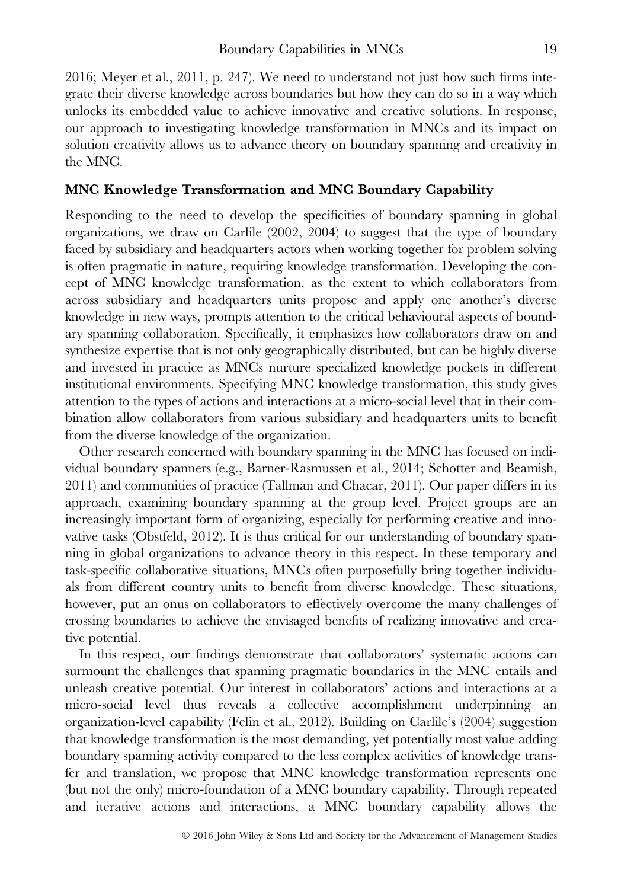2016; Meyer et al., 2011, p. 247). We need to understand not just how such firms integrate their diverse knowledge across boundaries but how they can do so in a way which unlocks its embedded value to achieve innovative and creative solutions. In response, our approach to investigating knowledge transformation in MNCs and its impact on solution creativity allows us to advance theory on boundary spanning and creativity in the MNC.

### MNC Knowledge Transformation and MNC Boundary Capability

Responding to the need to develop the specificities of boundary spanning in global organizations, we draw on Carlile (2002, 2004) to suggest that the type of boundary faced by subsidiary and headquarters actors when working together for problem solving is often pragmatic in nature, requiring knowledge transformation. Developing the concept of MNC knowledge transformation, as the extent to which collaborators from across subsidiary and headquarters units propose and apply one another's diverse knowledge in new ways, prompts attention to the critical behavioural aspects of boundary spanning collaboration. Specifically, it emphasizes how collaborators draw on and synthesize expertise that is not only geographically distributed, but can be highly diverse and invested in practice as MNCs nurture specialized knowledge pockets in different institutional environments. Specifying MNC knowledge transformation, this study gives attention to the types of actions and interactions at a micro-social level that in their combination allow collaborators from various subsidiary and headquarters units to benefit from the diverse knowledge of the organization.

Other research concerned with boundary spanning in the MNC has focused on individual boundary spanners (e.g., Barner-Rasmussen et al., 2014; Schotter and Beamish, 2011) and communities of practice (Tallman and Chacar, 2011). Our paper differs in its approach, examining boundary spanning at the group level. Project groups are an increasingly important form of organizing, especially for performing creative and innovative tasks (Obstfeld, 2012). It is thus critical for our understanding of boundary spanning in global organizations to advance theory in this respect. In these temporary and task-specific collaborative situations, MNCs often purposefully bring together individuals from different country units to benefit from diverse knowledge. These situations, however, put an onus on collaborators to effectively overcome the many challenges of crossing boundaries to achieve the envisaged benefits of realizing innovative and creative potential.

In this respect, our findings demonstrate that collaborators' systematic actions can surmount the challenges that spanning pragmatic boundaries in the MNC entails and unleash creative potential. Our interest in collaborators' actions and interactions at a micro-social level thus reveals a collective accomplishment underpinning an organization-level capability (Felin et al., 2012). Building on Carlile's (2004) suggestion that knowledge transformation is the most demanding, yet potentially most value adding boundary spanning activity compared to the less complex activities of knowledge transfer and translation, we propose that MNC knowledge transformation represents one (but not the only) micro-foundation of a MNC boundary capability. Through repeated and iterative actions and interactions, a MNC boundary capability allows the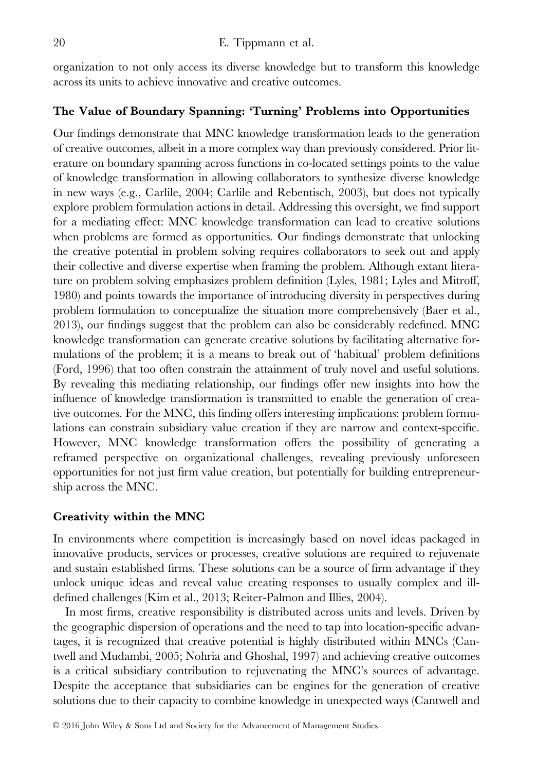organization to not only access its diverse knowledge but to transform this knowledge across its units to achieve innovative and creative outcomes.

### The Value of Boundary Spanning: 'Turning' Problems into Opportunities

Our findings demonstrate that MNC knowledge transformation leads to the generation of creative outcomes, albeit in a more complex way than previously considered. Prior literature on boundary spanning across functions in co-located settings points to the value of knowledge transformation in allowing collaborators to synthesize diverse knowledge in new ways (e.g., Carlile, 2004; Carlile and Rebentisch, 2003), but does not typically explore problem formulation actions in detail. Addressing this oversight, we find support for a mediating effect: MNC knowledge transformation can lead to creative solutions when problems are formed as opportunities. Our findings demonstrate that unlocking the creative potential in problem solving requires collaborators to seek out and apply their collective and diverse expertise when framing the problem. Although extant literature on problem solving emphasizes problem definition (Lyles, 1981; Lyles and Mitroff, 1980) and points towards the importance of introducing diversity in perspectives during problem formulation to conceptualize the situation more comprehensively (Baer et al., 2013), our findings suggest that the problem can also be considerably redefined. MNC knowledge transformation can generate creative solutions by facilitating alternative formulations of the problem; it is a means to break out of 'habitual' problem definitions (Ford, 1996) that too often constrain the attainment of truly novel and useful solutions. By revealing this mediating relationship, our findings offer new insights into how the influence of knowledge transformation is transmitted to enable the generation of creative outcomes. For the MNC, this finding offers interesting implications: problem formulations can constrain subsidiary value creation if they are narrow and context-specific. However, MNC knowledge transformation offers the possibility of generating a reframed perspective on organizational challenges, revealing previously unforeseen opportunities for not just firm value creation, but potentially for building entrepreneurship across the MNC.

### Creativity within the MNC

In environments where competition is increasingly based on novel ideas packaged in innovative products, services or processes, creative solutions are required to rejuvenate and sustain established firms. These solutions can be a source of firm advantage if they unlock unique ideas and reveal value creating responses to usually complex and ill-defined challenges (Kim et al., 2013; Reiter-Palmon and Illies, 2004).

In most firms, creative responsibility is distributed across units and levels. Driven by the geographic dispersion of operations and the need to tap into location-specific advantages, it is recognized that creative potential is highly distributed within MNCs (Cantwell and Mudambi, 2005; Nohria and Ghoshal, 1997) and achieving creative outcomes is a critical subsidiary contribution to rejuvenating the MNC's sources of advantage. Despite the acceptance that subsidiaries can be engines for the generation of creative solutions due to their capacity to combine knowledge in unexpected ways (Cantwell and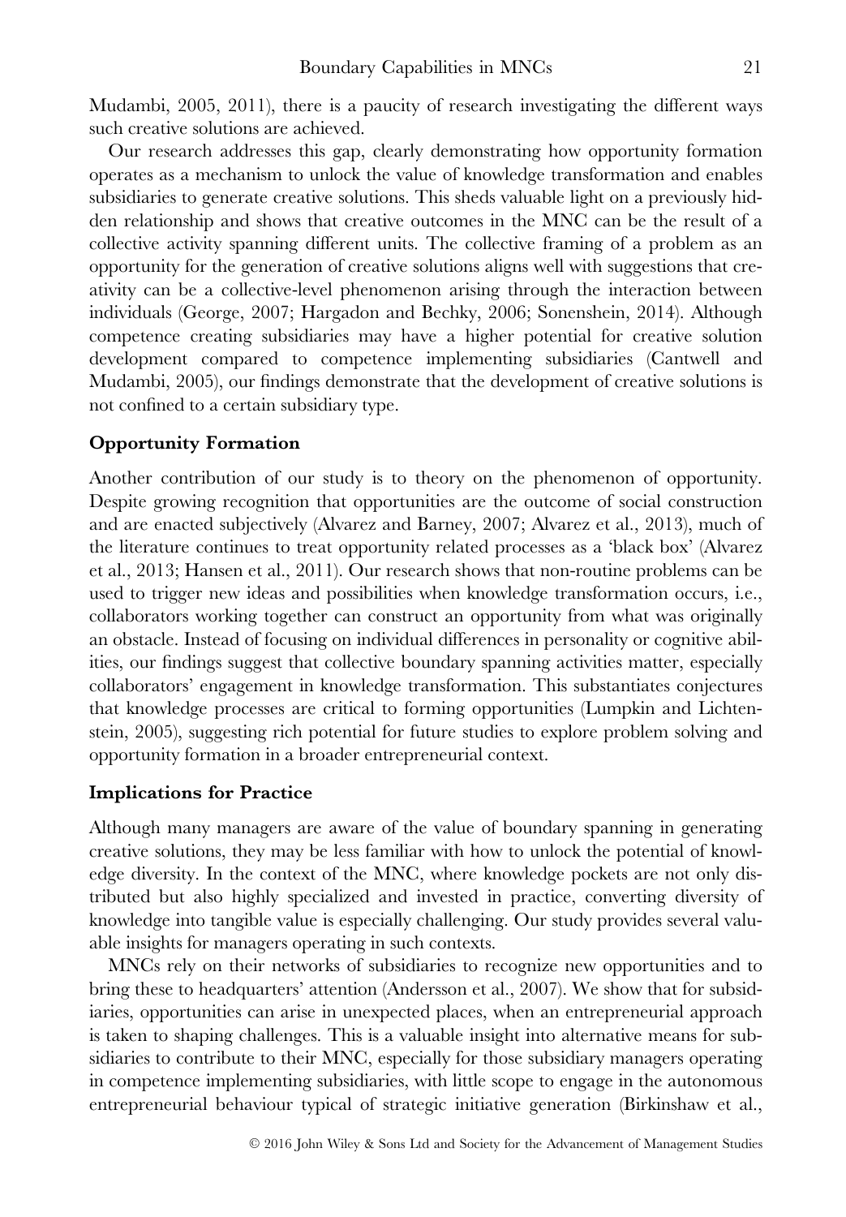Mudambi, 2005, 2011), there is a paucity of research investigating the different ways such creative solutions are achieved.

Our research addresses this gap, clearly demonstrating how opportunity formation operates as a mechanism to unlock the value of knowledge transformation and enables subsidiaries to generate creative solutions. This sheds valuable light on a previously hidden relationship and shows that creative outcomes in the MNC can be the result of a collective activity spanning different units. The collective framing of a problem as an opportunity for the generation of creative solutions aligns well with suggestions that creativity can be a collective-level phenomenon arising through the interaction between individuals (George, 2007; Hargadon and Bechky, 2006; Sonenshein, 2014). Although competence creating subsidiaries may have a higher potential for creative solution development compared to competence implementing subsidiaries (Cantwell and Mudambi, 2005), our findings demonstrate that the development of creative solutions is not confined to a certain subsidiary type.

### Opportunity Formation

Another contribution of our study is to theory on the phenomenon of opportunity. Despite growing recognition that opportunities are the outcome of social construction and are enacted subjectively (Alvarez and Barney, 2007; Alvarez et al., 2013), much of the literature continues to treat opportunity related processes as a 'black box' (Alvarez et al., 2013; Hansen et al., 2011). Our research shows that non-routine problems can be used to trigger new ideas and possibilities when knowledge transformation occurs, i.e., collaborators working together can construct an opportunity from what was originally an obstacle. Instead of focusing on individual differences in personality or cognitive abilities, our findings suggest that collective boundary spanning activities matter, especially collaborators' engagement in knowledge transformation. This substantiates conjectures that knowledge processes are critical to forming opportunities (Lumpkin and Lichtenstein, 2005), suggesting rich potential for future studies to explore problem solving and opportunity formation in a broader entrepreneurial context.

### Implications for Practice

Although many managers are aware of the value of boundary spanning in generating creative solutions, they may be less familiar with how to unlock the potential of knowledge diversity. In the context of the MNC, where knowledge pockets are not only distributed but also highly specialized and invested in practice, converting diversity of knowledge into tangible value is especially challenging. Our study provides several valuable insights for managers operating in such contexts.

MNCs rely on their networks of subsidiaries to recognize new opportunities and to bring these to headquarters' attention (Andersson et al., 2007). We show that for subsidiaries, opportunities can arise in unexpected places, when an entrepreneurial approach is taken to shaping challenges. This is a valuable insight into alternative means for subsidiaries to contribute to their MNC, especially for those subsidiary managers operating in competence implementing subsidiaries, with little scope to engage in the autonomous entrepreneurial behaviour typical of strategic initiative generation (Birkinshaw et al.,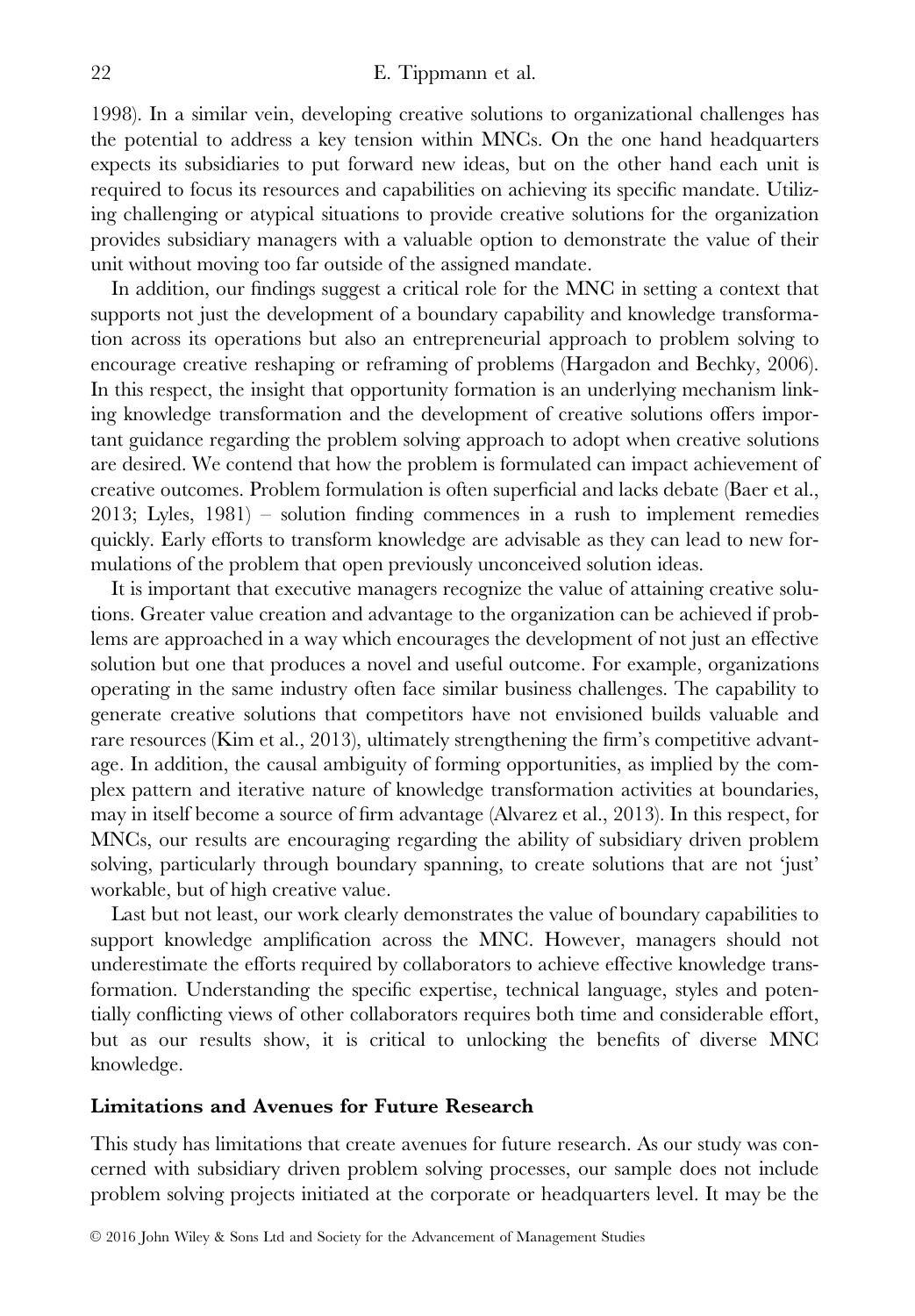1998). In a similar vein, developing creative solutions to organizational challenges has the potential to address a key tension within MNCs. On the one hand headquarters expects its subsidiaries to put forward new ideas, but on the other hand each unit is required to focus its resources and capabilities on achieving its specific mandate. Utilizing challenging or atypical situations to provide creative solutions for the organization provides subsidiary managers with a valuable option to demonstrate the value of their unit without moving too far outside of the assigned mandate.

In addition, our findings suggest a critical role for the MNC in setting a context that supports not just the development of a boundary capability and knowledge transformation across its operations but also an entrepreneurial approach to problem solving to encourage creative reshaping or reframing of problems (Hargadon and Bechky, 2006). In this respect, the insight that opportunity formation is an underlying mechanism linking knowledge transformation and the development of creative solutions offers important guidance regarding the problem solving approach to adopt when creative solutions are desired. We contend that how the problem is formulated can impact achievement of creative outcomes. Problem formulation is often superficial and lacks debate (Baer et al., 2013; Lyles, 1981) – solution finding commences in a rush to implement remedies quickly. Early efforts to transform knowledge are advisable as they can lead to new formulations of the problem that open previously unconceived solution ideas.

It is important that executive managers recognize the value of attaining creative solutions. Greater value creation and advantage to the organization can be achieved if problems are approached in a way which encourages the development of not just an effective solution but one that produces a novel and useful outcome. For example, organizations operating in the same industry often face similar business challenges. The capability to generate creative solutions that competitors have not envisioned builds valuable and rare resources (Kim et al., 2013), ultimately strengthening the firm's competitive advantage. In addition, the causal ambiguity of forming opportunities, as implied by the complex pattern and iterative nature of knowledge transformation activities at boundaries, may in itself become a source of firm advantage (Alvarez et al., 2013). In this respect, for MNCs, our results are encouraging regarding the ability of subsidiary driven problem solving, particularly through boundary spanning, to create solutions that are not 'just' workable, but of high creative value.

Last but not least, our work clearly demonstrates the value of boundary capabilities to support knowledge amplification across the MNC. However, managers should not underestimate the efforts required by collaborators to achieve effective knowledge transformation. Understanding the specific expertise, technical language, styles and potentially conflicting views of other collaborators requires both time and considerable effort, but as our results show, it is critical to unlocking the benefits of diverse MNC knowledge.

### Limitations and Avenues for Future Research

This study has limitations that create avenues for future research. As our study was concerned with subsidiary driven problem solving processes, our sample does not include problem solving projects initiated at the corporate or headquarters level. It may be the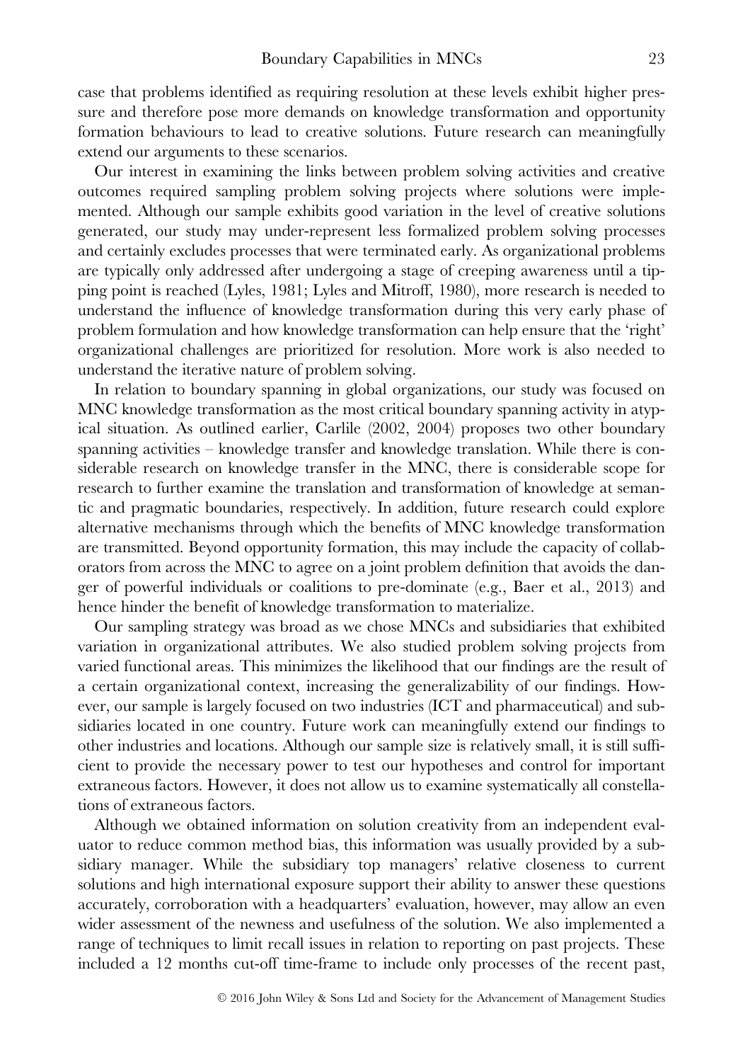case that problems identified as requiring resolution at these levels exhibit higher pressure and therefore pose more demands on knowledge transformation and opportunity formation behaviours to lead to creative solutions. Future research can meaningfully extend our arguments to these scenarios.

Our interest in examining the links between problem solving activities and creative outcomes required sampling problem solving projects where solutions were implemented. Although our sample exhibits good variation in the level of creative solutions generated, our study may under-represent less formalized problem solving processes and certainly excludes processes that were terminated early. As organizational problems are typically only addressed after undergoing a stage of creeping awareness until a tipping point is reached (Lyles, 1981; Lyles and Mitroff, 1980), more research is needed to understand the influence of knowledge transformation during this very early phase of problem formulation and how knowledge transformation can help ensure that the 'right' organizational challenges are prioritized for resolution. More work is also needed to understand the iterative nature of problem solving.

In relation to boundary spanning in global organizations, our study was focused on MNC knowledge transformation as the most critical boundary spanning activity in atypical situation. As outlined earlier, Carlile (2002, 2004) proposes two other boundary spanning activities – knowledge transfer and knowledge translation. While there is considerable research on knowledge transfer in the MNC, there is considerable scope for research to further examine the translation and transformation of knowledge at semantic and pragmatic boundaries, respectively. In addition, future research could explore alternative mechanisms through which the benefits of MNC knowledge transformation are transmitted. Beyond opportunity formation, this may include the capacity of collaborators from across the MNC to agree on a joint problem definition that avoids the danger of powerful individuals or coalitions to pre-dominate (e.g., Baer et al., 2013) and hence hinder the benefit of knowledge transformation to materialize.

Our sampling strategy was broad as we chose MNCs and subsidiaries that exhibited variation in organizational attributes. We also studied problem solving projects from varied functional areas. This minimizes the likelihood that our findings are the result of a certain organizational context, increasing the generalizability of our findings. However, our sample is largely focused on two industries (ICT and pharmaceutical) and subsidiaries located in one country. Future work can meaningfully extend our findings to other industries and locations. Although our sample size is relatively small, it is still sufficient to provide the necessary power to test our hypotheses and control for important extraneous factors. However, it does not allow us to examine systematically all constellations of extraneous factors.

Although we obtained information on solution creativity from an independent evaluator to reduce common method bias, this information was usually provided by a subsidiary manager. While the subsidiary top managers' relative closeness to current solutions and high international exposure support their ability to answer these questions accurately, corroboration with a headquarters' evaluation, however, may allow an even wider assessment of the newness and usefulness of the solution. We also implemented a range of techniques to limit recall issues in relation to reporting on past projects. These included a 12 months cut-off time-frame to include only processes of the recent past,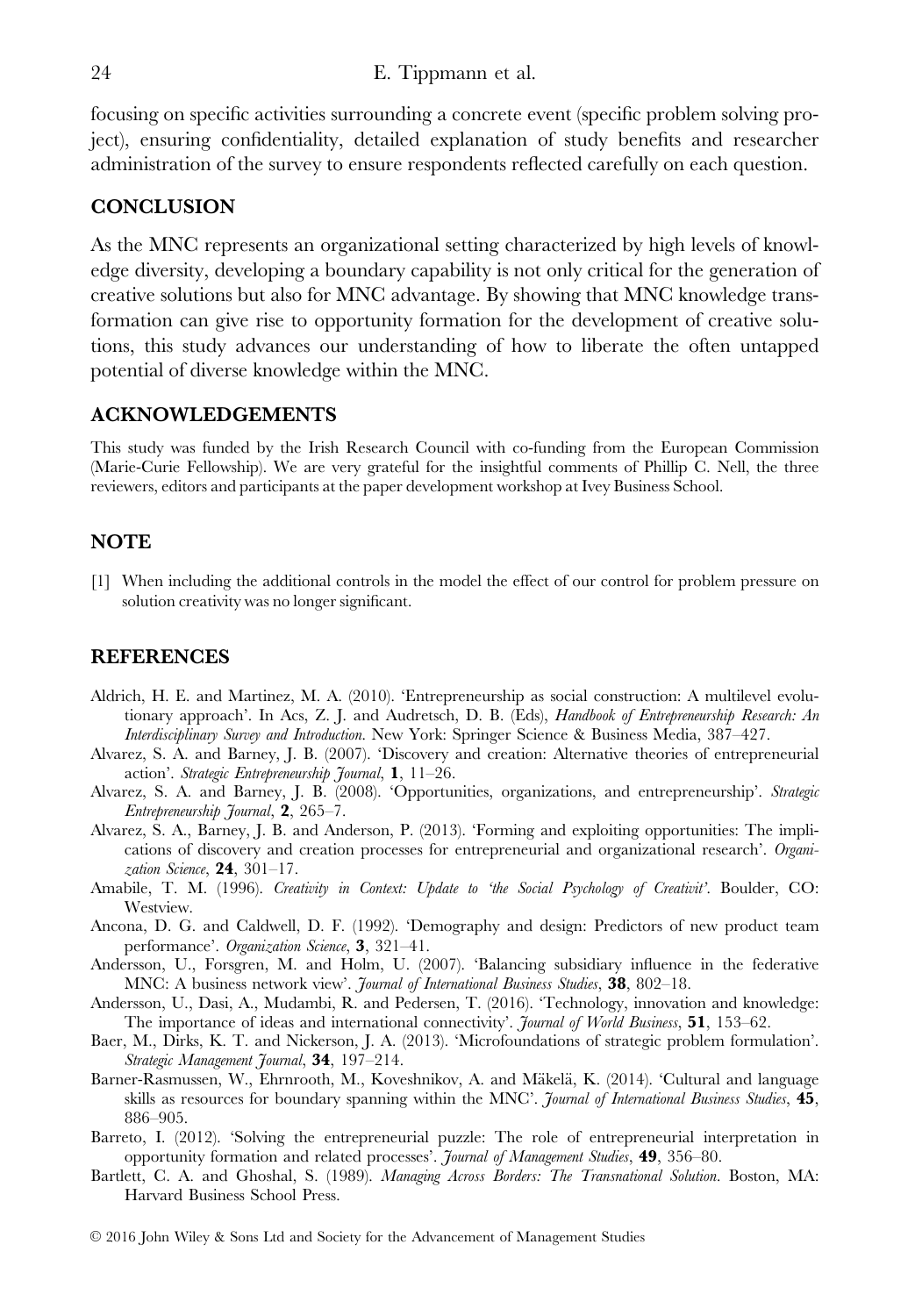focusing on specific activities surrounding a concrete event (specific problem solving project), ensuring confidentiality, detailed explanation of study benefits and researcher administration of the survey to ensure respondents reflected carefully on each question.

## CONCLUSION

As the MNC represents an organizational setting characterized by high levels of knowledge diversity, developing a boundary capability is not only critical for the generation of creative solutions but also for MNC advantage. By showing that MNC knowledge transformation can give rise to opportunity formation for the development of creative solutions, this study advances our understanding of how to liberate the often untapped potential of diverse knowledge within the MNC.

## ACKNOWLEDGEMENTS

This study was funded by the Irish Research Council with co-funding from the European Commission (Marie-Curie Fellowship). We are very grateful for the insightful comments of Phillip C. Nell, the three reviewers, editors and participants at the paper development workshop at Ivey Business School.

## NOTE

[1] When including the additional controls in the model the effect of our control for problem pressure on solution creativity was no longer significant.

## REFERENCES

Aldrich, H. E. and Martinez, M. A. (2010). 'Entrepreneurship as social construction: A multilevel evolutionary approach'. In Acs, Z. J. and Audretsch, D. B. (Eds), *Handbook of Entrepreneurship Research: An Interdisciplinary Survey and Introduction*. New York: Springer Science & Business Media, 387–427.

Alvarez, S. A. and Barney, J. B. (2007). 'Discovery and creation: Alternative theories of entrepreneurial action'. *Strategic Entrepreneurship Journal*, **1**, 11–26.

Alvarez, S. A. and Barney, J. B. (2008). 'Opportunities, organizations, and entrepreneurship'. *Strategic Entrepreneurship Journal*, **2**, 265–7.

Alvarez, S. A., Barney, J. B. and Anderson, P. (2013). 'Forming and exploiting opportunities: The implications of discovery and creation processes for entrepreneurial and organizational research'. *Organization Science*, **24**, 301–17.

Amabile, T. M. (1996). *Creativity in Context: Update to 'the Social Psychology of Creativit'*. Boulder, CO: Westview.

Ancona, D. G. and Caldwell, D. F. (1992). 'Demography and design: Predictors of new product team performance'. *Organization Science*, **3**, 321–41.

Andersson, U., Forsgren, M. and Holm, U. (2007). 'Balancing subsidiary influence in the federative MNC: A business network view'. *Journal of International Business Studies*, **38**, 802–18.

Andersson, U., Dasi, A., Mudambi, R. and Pedersen, T. (2016). 'Technology, innovation and knowledge: The importance of ideas and international connectivity'. *Journal of World Business*, **51**, 153–62.

Baer, M., Dirks, K. T. and Nickerson, J. A. (2013). 'Microfoundations of strategic problem formulation'. *Strategic Management Journal*, **34**, 197–214.

Barner-Rasmussen, W., Ehrnrooth, M., Koveshnikov, A. and Mäkelä, K. (2014). 'Cultural and language skills as resources for boundary spanning within the MNC'. *Journal of International Business Studies*, **45**, 886–905.

Barreto, I. (2012). 'Solving the entrepreneurial puzzle: The role of entrepreneurial interpretation in opportunity formation and related processes'. *Journal of Management Studies*, **49**, 356–80.

Bartlett, C. A. and Ghoshal, S. (1989). *Managing Across Borders: The Transnational Solution*. Boston, MA: Harvard Business School Press.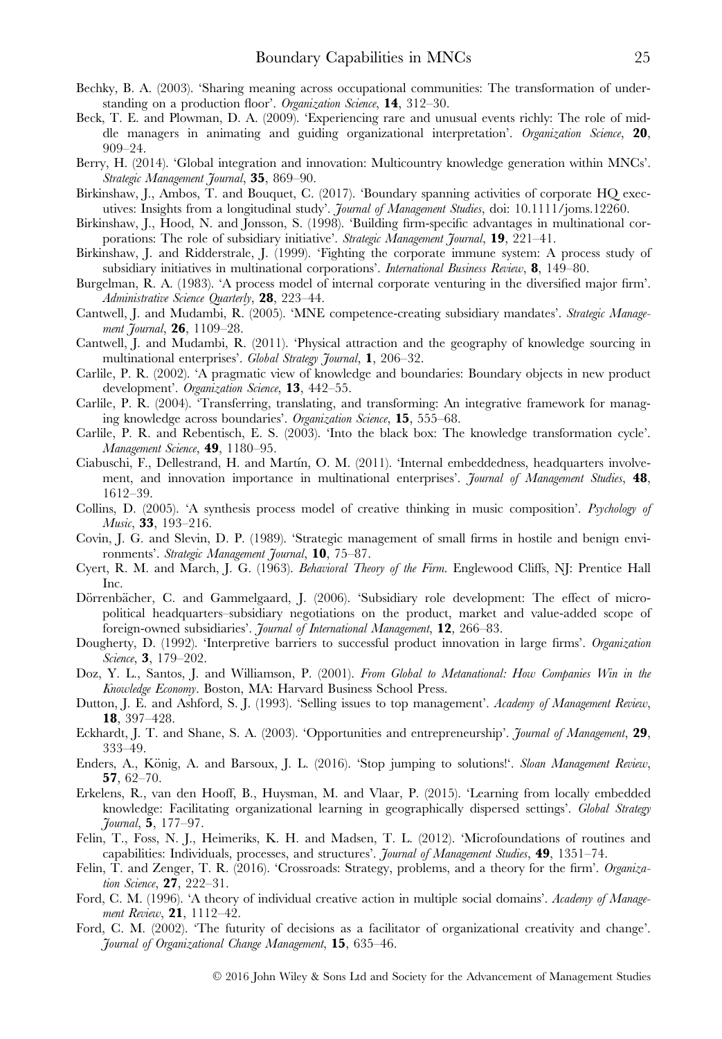Bechky, B. A. (2003). 'Sharing meaning across occupational communities: The transformation of understanding on a production floor'. *Organization Science*, **14**, 312–30.

Beck, T. E. and Plowman, D. A. (2009). 'Experiencing rare and unusual events richly: The role of middle managers in animating and guiding organizational interpretation'. *Organization Science*, **20**, 909–24.

Berry, H. (2014). 'Global integration and innovation: Multicountry knowledge generation within MNCs'. *Strategic Management Journal*, **35**, 869–90.

Birkinshaw, J., Ambos, T. and Bouquet, C. (2017). 'Boundary spanning activities of corporate HQ executives: Insights from a longitudinal study'. *Journal of Management Studies*, doi: 10.1111/joms.12260.

Birkinshaw, J., Hood, N. and Jonsson, S. (1998). 'Building firm-specific advantages in multinational corporations: The role of subsidiary initiative'. *Strategic Management Journal*, **19**, 221–41.

Birkinshaw, J. and Ridderstrale, J. (1999). 'Fighting the corporate immune system: A process study of subsidiary initiatives in multinational corporations'. *International Business Review*, **8**, 149–80.

Burgelman, R. A. (1983). 'A process model of internal corporate venturing in the diversified major firm'. *Administrative Science Quarterly*, **28**, 223–44.

Cantwell, J. and Mudambi, R. (2005). 'MNE competence-creating subsidiary mandates'. *Strategic Management Journal*, **26**, 1109–28.

Cantwell, J. and Mudambi, R. (2011). 'Physical attraction and the geography of knowledge sourcing in multinational enterprises'. *Global Strategy Journal*, **1**, 206–32.

Carlile, P. R. (2002). 'A pragmatic view of knowledge and boundaries: Boundary objects in new product development'. *Organization Science*, **13**, 442–55.

Carlile, P. R. (2004). 'Transferring, translating, and transforming: An integrative framework for managing knowledge across boundaries'. *Organization Science*, **15**, 555–68.

Carlile, P. R. and Rebentisch, E. S. (2003). 'Into the black box: The knowledge transformation cycle'. *Management Science*, **49**, 1180–95.

Ciabuschi, F., Dellestrand, H. and Martín, O. M. (2011). 'Internal embeddedness, headquarters involvement, and innovation importance in multinational enterprises'. *Journal of Management Studies*, **48**, 1612–39.

Collins, D. (2005). 'A synthesis process model of creative thinking in music composition'. *Psychology of Music*, **33**, 193–216.

Covin, J. G. and Slevin, D. P. (1989). 'Strategic management of small firms in hostile and benign environments'. *Strategic Management Journal*, **10**, 75–87.

Cyert, R. M. and March, J. G. (1963). *Behavioral Theory of the Firm*. Englewood Cliffs, NJ: Prentice Hall Inc.

Dörrenbächer, C. and Gammelgaard, J. (2006). 'Subsidiary role development: The effect of micro-political headquarters–subsidiary negotiations on the product, market and value-added scope of foreign-owned subsidiaries'. *Journal of International Management*, **12**, 266–83.

Dougherty, D. (1992). 'Interpretive barriers to successful product innovation in large firms'. *Organization Science*, **3**, 179–202.

Doz, Y. L., Santos, J. and Williamson, P. (2001). *From Global to Metanational: How Companies Win in the Knowledge Economy*. Boston, MA: Harvard Business School Press.

Dutton, J. E. and Ashford, S. J. (1993). 'Selling issues to top management'. *Academy of Management Review*, **18**, 397–428.

Eckhardt, J. T. and Shane, S. A. (2003). 'Opportunities and entrepreneurship'. *Journal of Management*, **29**, 333–49.

Enders, A., König, A. and Barsoux, J. L. (2016). 'Stop jumping to solutions!'. *Sloan Management Review*, **57**, 62–70.

Erkelens, R., van den Hooff, B., Huysman, M. and Vlaar, P. (2015). 'Learning from locally embedded knowledge: Facilitating organizational learning in geographically dispersed settings'. *Global Strategy Journal*, **5**, 177–97.

Felin, T., Foss, N. J., Heimeriks, K. H. and Madsen, T. L. (2012). 'Microfoundations of routines and capabilities: Individuals, processes, and structures'. *Journal of Management Studies*, **49**, 1351–74.

Felin, T. and Zenger, T. R. (2016). 'Crossroads: Strategy, problems, and a theory for the firm'. *Organization Science*, **27**, 222–31.

Ford, C. M. (1996). 'A theory of individual creative action in multiple social domains'. *Academy of Management Review*, **21**, 1112–42.

Ford, C. M. (2002). 'The futurity of decisions as a facilitator of organizational creativity and change'. *Journal of Organizational Change Management*, **15**, 635–46.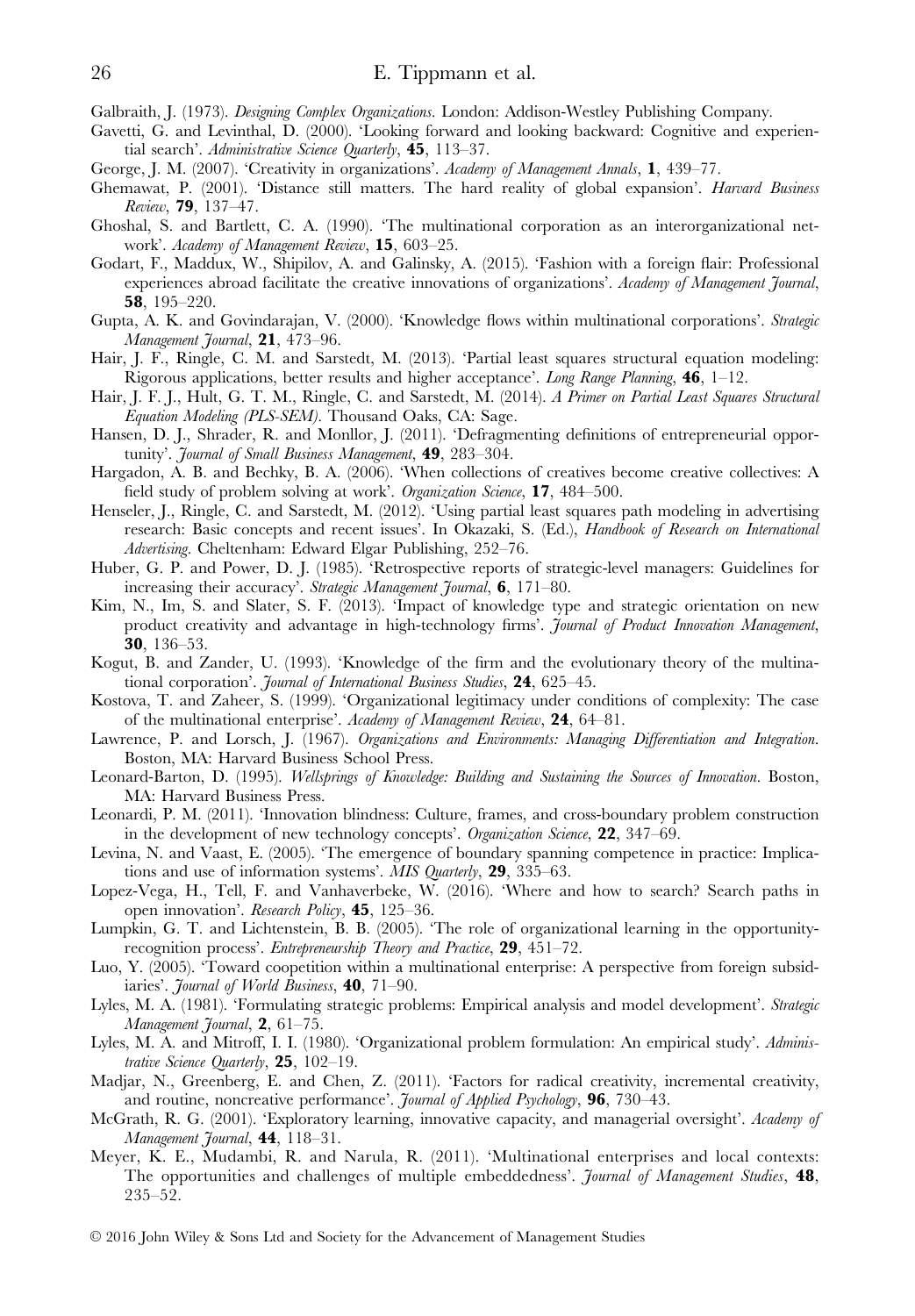Galbraith, J. (1973). *Designing Complex Organizations*. London: Addison-Westley Publishing Company.

Gavetti, G. and Levinthal, D. (2000). 'Looking forward and looking backward: Cognitive and experiential search'. *Administrative Science Quarterly*, **45**, 113–37.

George, J. M. (2007). 'Creativity in organizations'. *Academy of Management Annals*, **1**, 439–77.

Ghemawat, P. (2001). 'Distance still matters. The hard reality of global expansion'. *Harvard Business Review*, **79**, 137–47.

Ghoshal, S. and Bartlett, C. A. (1990). 'The multinational corporation as an interorganizational network'. *Academy of Management Review*, **15**, 603–25.

Godart, F., Maddux, W., Shipilov, A. and Galinsky, A. (2015). 'Fashion with a foreign flair: Professional experiences abroad facilitate the creative innovations of organizations'. *Academy of Management Journal*, **58**, 195–220.

Gupta, A. K. and Govindarajan, V. (2000). 'Knowledge flows within multinational corporations'. *Strategic Management Journal*, **21**, 473–96.

Hair, J. F., Ringle, C. M. and Sarstedt, M. (2013). 'Partial least squares structural equation modeling: Rigorous applications, better results and higher acceptance'. *Long Range Planning*, **46**, 1–12.

Hair, J. F. J., Hult, G. T. M., Ringle, C. and Sarstedt, M. (2014). *A Primer on Partial Least Squares Structural Equation Modeling (PLS-SEM)*. Thousand Oaks, CA: Sage.

Hansen, D. J., Shrader, R. and Monllor, J. (2011). 'Defragmenting definitions of entrepreneurial opportunity'. *Journal of Small Business Management*, **49**, 283–304.

Hargadon, A. B. and Bechky, B. A. (2006). 'When collections of creatives become creative collectives: A field study of problem solving at work'. *Organization Science*, **17**, 484–500.

Henseler, J., Ringle, C. and Sarstedt, M. (2012). 'Using partial least squares path modeling in advertising research: Basic concepts and recent issues'. In Okazaki, S. (Ed.), *Handbook of Research on International Advertising*. Cheltenham: Edward Elgar Publishing, 252–76.

Huber, G. P. and Power, D. J. (1985). 'Retrospective reports of strategic-level managers: Guidelines for increasing their accuracy'. *Strategic Management Journal*, **6**, 171–80.

Kim, N., Im, S. and Slater, S. F. (2013). 'Impact of knowledge type and strategic orientation on new product creativity and advantage in high-technology firms'. *Journal of Product Innovation Management*, **30**, 136–53.

Kogut, B. and Zander, U. (1993). 'Knowledge of the firm and the evolutionary theory of the multinational corporation'. *Journal of International Business Studies*, **24**, 625–45.

Kostova, T. and Zaheer, S. (1999). 'Organizational legitimacy under conditions of complexity: The case of the multinational enterprise'. *Academy of Management Review*, **24**, 64–81.

Lawrence, P. and Lorsch, J. (1967). *Organizations and Environments: Managing Differentiation and Integration*. Boston, MA: Harvard Business School Press.

Leonard-Barton, D. (1995). *Wellsprings of Knowledge: Building and Sustaining the Sources of Innovation*. Boston, MA: Harvard Business Press.

Leonardi, P. M. (2011). 'Innovation blindness: Culture, frames, and cross-boundary problem construction in the development of new technology concepts'. *Organization Science*, **22**, 347–69.

Levina, N. and Vaast, E. (2005). 'The emergence of boundary spanning competence in practice: Implications and use of information systems'. *MIS Quarterly*, **29**, 335–63.

Lopez-Vega, H., Tell, F. and Vanhaverbeke, W. (2016). 'Where and how to search? Search paths in open innovation'. *Research Policy*, **45**, 125–36.

Lumpkin, G. T. and Lichtenstein, B. B. (2005). 'The role of organizational learning in the opportunity-recognition process'. *Entrepreneurship Theory and Practice*, **29**, 451–72.

Luo, Y. (2005). 'Toward coopetition within a multinational enterprise: A perspective from foreign subsidiaries'. *Journal of World Business*, **40**, 71–90.

Lyles, M. A. (1981). 'Formulating strategic problems: Empirical analysis and model development'. *Strategic Management Journal*, **2**, 61–75.

Lyles, M. A. and Mitroff, I. I. (1980). 'Organizational problem formulation: An empirical study'. *Administrative Science Quarterly*, **25**, 102–19.

Madjar, N., Greenberg, E. and Chen, Z. (2011). 'Factors for radical creativity, incremental creativity, and routine, noncreative performance'. *Journal of Applied Psychology*, **96**, 730–43.

McGrath, R. G. (2001). 'Exploratory learning, innovative capacity, and managerial oversight'. *Academy of Management Journal*, **44**, 118–31.

Meyer, K. E., Mudambi, R. and Narula, R. (2011). 'Multinational enterprises and local contexts: The opportunities and challenges of multiple embeddedness'. *Journal of Management Studies*, **48**, 235–52.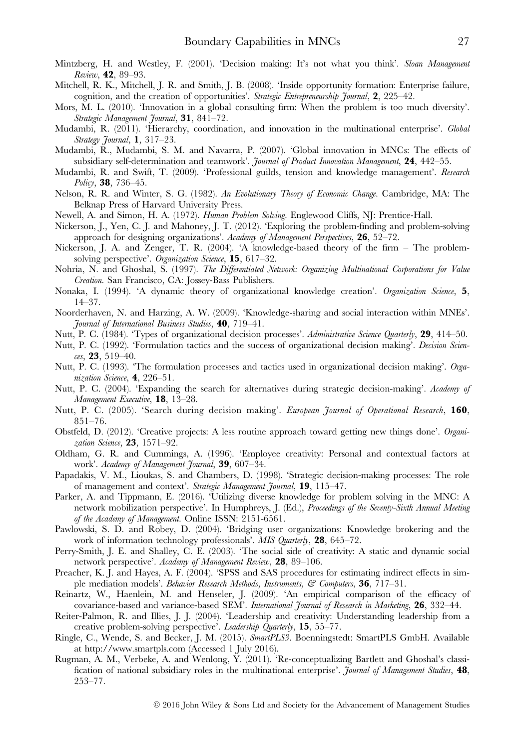Mintzberg, H. and Westley, F. (2001). 'Decision making: It's not what you think'. *Sloan Management Review*, **42**, 89–93.

Mitchell, R. K., Mitchell, J. R. and Smith, J. B. (2008). 'Inside opportunity formation: Enterprise failure, cognition, and the creation of opportunities'. *Strategic Entrepreneurship Journal*, **2**, 225–42.

Mors, M. L. (2010). 'Innovation in a global consulting firm: When the problem is too much diversity'. *Strategic Management Journal*, **31**, 841–72.

Mudambi, R. (2011). 'Hierarchy, coordination, and innovation in the multinational enterprise'. *Global Strategy Journal*, **1**, 317–23.

Mudambi, R., Mudambi, S. M. and Navarra, P. (2007). 'Global innovation in MNCs: The effects of subsidiary self-determination and teamwork'. *Journal of Product Innovation Management*, **24**, 442–55.

Mudambi, R. and Swift, T. (2009). 'Professional guilds, tension and knowledge management'. *Research Policy*, **38**, 736–45.

Nelson, R. R. and Winter, S. G. (1982). *An Evolutionary Theory of Economic Change*. Cambridge, MA: The Belknap Press of Harvard University Press.

Newell, A. and Simon, H. A. (1972). *Human Problem Solving*. Englewood Cliffs, NJ: Prentice-Hall.

Nickerson, J., Yen, C. J. and Mahoney, J. T. (2012). 'Exploring the problem-finding and problem-solving approach for designing organizations'. *Academy of Management Perspectives*, **26**, 52–72.

Nickerson, J. A. and Zenger, T. R. (2004). 'A knowledge-based theory of the firm – The problem-solving perspective'. *Organization Science*, **15**, 617–32.

Nohria, N. and Ghoshal, S. (1997). *The Differentiated Network: Organizing Multinational Corporations for Value Creation*. San Francisco, CA: Jossey-Bass Publishers.

Nonaka, I. (1994). 'A dynamic theory of organizational knowledge creation'. *Organization Science*, **5**, 14–37.

Noorderhaven, N. and Harzing, A. W. (2009). 'Knowledge-sharing and social interaction within MNEs'. *Journal of International Business Studies*, **40**, 719–41.

Nutt, P. C. (1984). 'Types of organizational decision processes'. *Administrative Science Quarterly*, **29**, 414–50.

Nutt, P. C. (1992). 'Formulation tactics and the success of organizational decision making'. *Decision Sciences*, **23**, 519–40.

Nutt, P. C. (1993). 'The formulation processes and tactics used in organizational decision making'. *Organization Science*, **4**, 226–51.

Nutt, P. C. (2004). 'Expanding the search for alternatives during strategic decision-making'. *Academy of Management Executive*, **18**, 13–28.

Nutt, P. C. (2005). 'Search during decision making'. *European Journal of Operational Research*, **160**, 851–76.

Obstfeld, D. (2012). 'Creative projects: A less routine approach toward getting new things done'. *Organization Science*, **23**, 1571–92.

Oldham, G. R. and Cummings, A. (1996). 'Employee creativity: Personal and contextual factors at work'. *Academy of Management Journal*, **39**, 607–34.

Papadakis, V. M., Lioukas, S. and Chambers, D. (1998). 'Strategic decision-making processes: The role of management and context'. *Strategic Management Journal*, **19**, 115–47.

Parker, A. and Tippmann, E. (2016). 'Utilizing diverse knowledge for problem solving in the MNC: A network mobilization perspective'. In Humphreys, J. (Ed.), *Proceedings of the Seventy-Sixth Annual Meeting of the Academy of Management*. Online ISSN: 2151-6561.

Pawlowski, S. D. and Robey, D. (2004). 'Bridging user organizations: Knowledge brokering and the work of information technology professionals'. *MIS Quarterly*, **28**, 645–72.

Perry-Smith, J. E. and Shalley, C. E. (2003). 'The social side of creativity: A static and dynamic social network perspective'. *Academy of Management Review*, **28**, 89–106.

Preacher, K. J. and Hayes, A. F. (2004). 'SPSS and SAS procedures for estimating indirect effects in simple mediation models'. *Behavior Research Methods, Instruments, & Computers*, **36**, 717–31.

Reinartz, W., Haenlein, M. and Henseler, J. (2009). 'An empirical comparison of the efficacy of covariance-based and variance-based SEM'. *International Journal of Research in Marketing*, **26**, 332–44.

Reiter-Palmon, R. and Illies, J. J. (2004). 'Leadership and creativity: Understanding leadership from a creative problem-solving perspective'. *Leadership Quarterly*, **15**, 55–77.

Ringle, C., Wende, S. and Becker, J. M. (2015). *SmartPLS3*. Boenningstedt: SmartPLS GmbH. Available at http://www.smartpls.com (Accessed 1 July 2016).

Rugman, A. M., Verbeke, A. and Wenlong, Y. (2011). 'Re-conceptualizing Bartlett and Ghoshal's classification of national subsidiary roles in the multinational enterprise'. *Journal of Management Studies*, **48**, 253–77.

© 2016 John Wiley & Sons Ltd and Society for the Advancement of Management Studies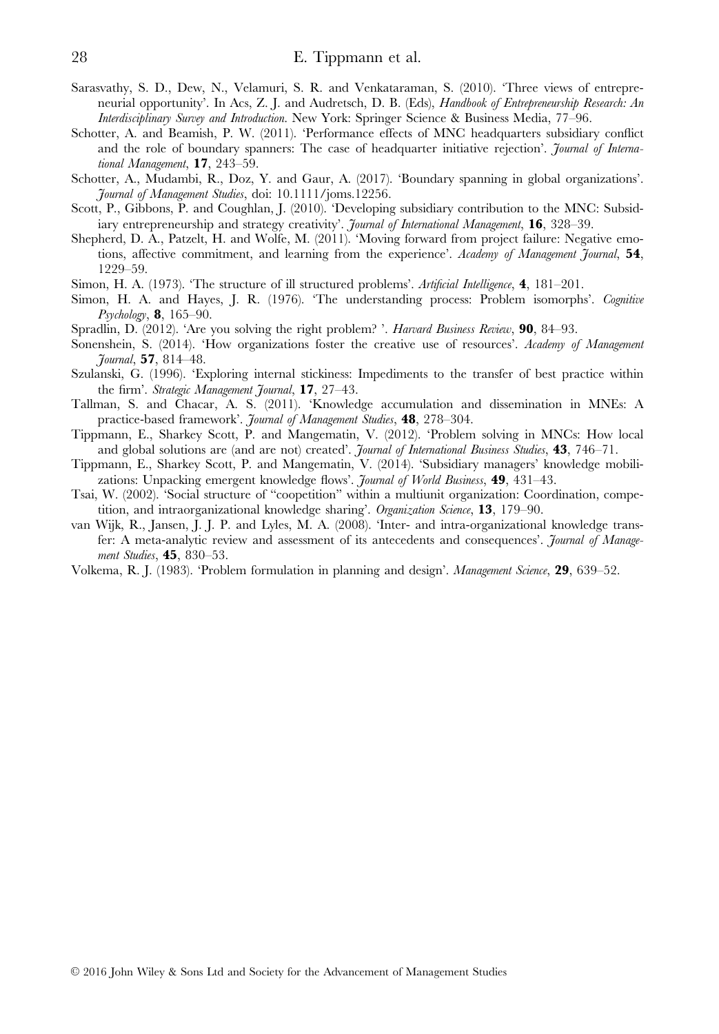Sarasvathy, S. D., Dew, N., Velamuri, S. R. and Venkataraman, S. (2010). 'Three views of entrepreneurial opportunity'. In Acs, Z. J. and Audretsch, D. B. (Eds), *Handbook of Entrepreneurship Research: An Interdisciplinary Survey and Introduction*. New York: Springer Science & Business Media, 77–96.

Schotter, A. and Beamish, P. W. (2011). 'Performance effects of MNC headquarters subsidiary conflict and the role of boundary spanners: The case of headquarter initiative rejection'. *Journal of International Management*, **17**, 243–59.

Schotter, A., Mudambi, R., Doz, Y. and Gaur, A. (2017). 'Boundary spanning in global organizations'. *Journal of Management Studies*, doi: 10.1111/joms.12256.

Scott, P., Gibbons, P. and Coughlan, J. (2010). 'Developing subsidiary contribution to the MNC: Subsidiary entrepreneurship and strategy creativity'. *Journal of International Management*, **16**, 328–39.

Shepherd, D. A., Patzelt, H. and Wolfe, M. (2011). 'Moving forward from project failure: Negative emotions, affective commitment, and learning from the experience'. *Academy of Management Journal*, **54**, 1229–59.

Simon, H. A. (1973). 'The structure of ill structured problems'. *Artificial Intelligence*, **4**, 181–201.

Simon, H. A. and Hayes, J. R. (1976). 'The understanding process: Problem isomorphs'. *Cognitive Psychology*, **8**, 165–90.

Spradlin, D. (2012). 'Are you solving the right problem? '. *Harvard Business Review*, **90**, 84–93.

Sonenshein, S. (2014). 'How organizations foster the creative use of resources'. *Academy of Management Journal*, **57**, 814–48.

Szulanski, G. (1996). 'Exploring internal stickiness: Impediments to the transfer of best practice within the firm'. *Strategic Management Journal*, **17**, 27–43.

Tallman, S. and Chacar, A. S. (2011). 'Knowledge accumulation and dissemination in MNEs: A practice-based framework'. *Journal of Management Studies*, **48**, 278–304.

Tippmann, E., Sharkey Scott, P. and Mangematin, V. (2012). 'Problem solving in MNCs: How local and global solutions are (and are not) created'. *Journal of International Business Studies*, **43**, 746–71.

Tippmann, E., Sharkey Scott, P. and Mangematin, V. (2014). 'Subsidiary managers' knowledge mobilizations: Unpacking emergent knowledge flows'. *Journal of World Business*, **49**, 431–43.

Tsai, W. (2002). 'Social structure of "coopetition" within a multiunit organization: Coordination, competition, and intraorganizational knowledge sharing'. *Organization Science*, **13**, 179–90.

van Wijk, R., Jansen, J. J. P. and Lyles, M. A. (2008). 'Inter- and intra-organizational knowledge transfer: A meta-analytic review and assessment of its antecedents and consequences'. *Journal of Management Studies*, **45**, 830–53.

Volkema, R. J. (1983). 'Problem formulation in planning and design'. *Management Science*, **29**, 639–52.

© 2016 John Wiley & Sons Ltd and Society for the Advancement of Management Studies